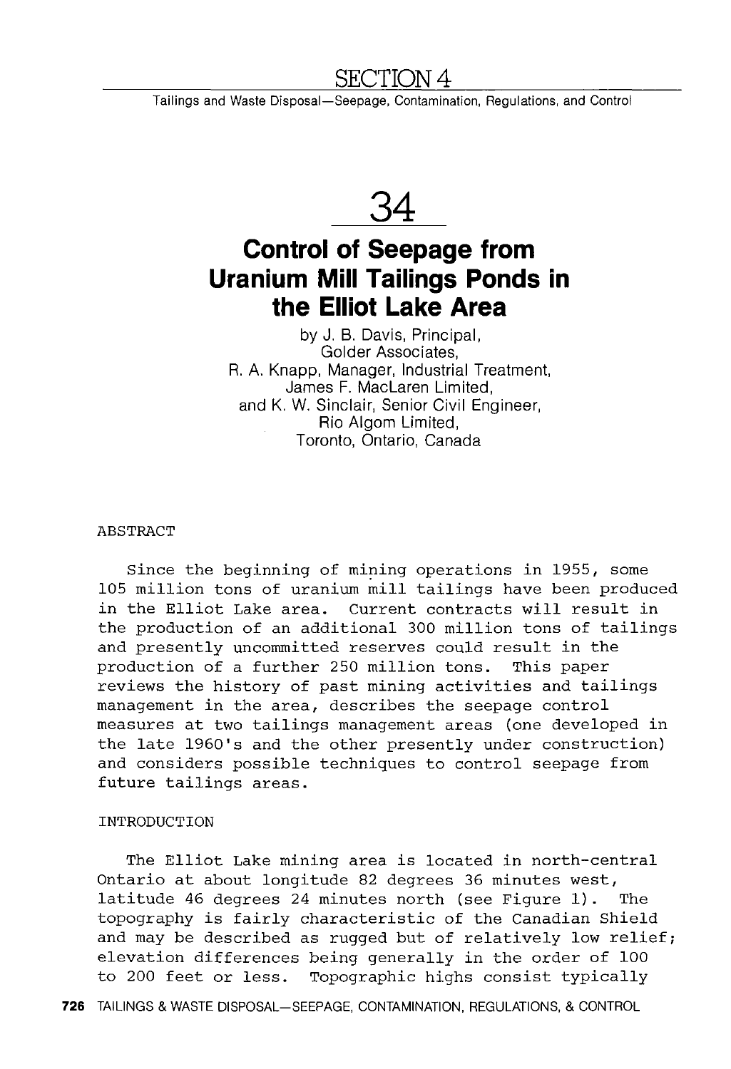# SECTION 4

Tailings and Waste Disposal—Seepage, Contamination, Regulations, and Control

# 34

## Control of Seepage from Uranium Mill Tailings Ponds in the Elliot Lake Area

by J. B. Davis, Principal,
Golder Associates,
R. A. Knapp, Manager, Industrial Treatment,
James F. MacLaren Limited,
and K. W. Sinclair, Senior Civil Engineer,
Rio Algom Limited,
Toronto, Ontario, Canada

### ABSTRACT

Since the beginning of mining operations in 1955, some 105 million tons of uranium mill tailings have been produced in the Elliot Lake area. Current contracts will result in the production of an additional 300 million tons of tailings and presently uncommitted reserves could result in the production of a further 250 million tons. This paper reviews the history of past mining activities and tailings management in the area, describes the seepage control measures at two tailings management areas (one developed in the late 1960's and the other presently under construction) and considers possible techniques to control seepage from future tailings areas.

### INTRODUCTION

The Elliot Lake mining area is located in north-central Ontario at about longitude 82 degrees 36 minutes west, latitude 46 degrees 24 minutes north (see Figure 1). The topography is fairly characteristic of the Canadian Shield and may be described as rugged but of relatively low relief; elevation differences being generally in the order of 100 to 200 feet or less. Topographic highs consist typically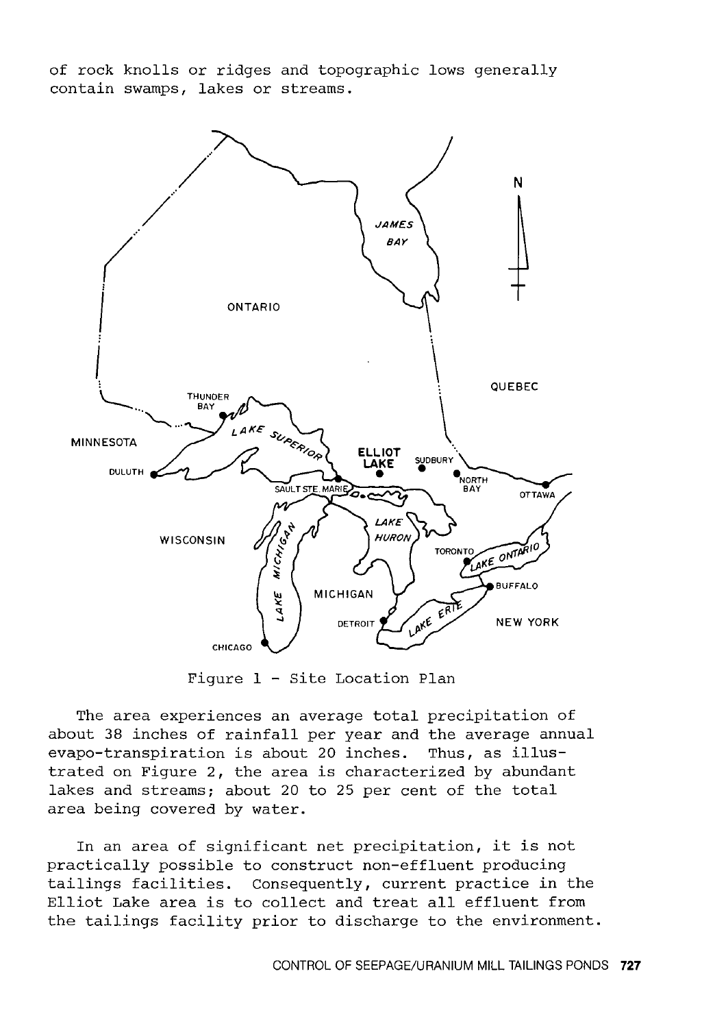of rock knolls or ridges and topographic lows generally contain swamps, lakes or streams.

Figure 1 - Site Location Plan

The area experiences an average total precipitation of about 38 inches of rainfall per year and the average annual evapo-transpiration is about 20 inches. Thus, as illustrated on Figure 2, the area is characterized by abundant lakes and streams; about 20 to 25 per cent of the total area being covered by water.

In an area of significant net precipitation, it is not practically possible to construct non-effluent producing tailings facilities. Consequently, current practice in the Elliot Lake area is to collect and treat all effluent from the tailings facility prior to discharge to the environment.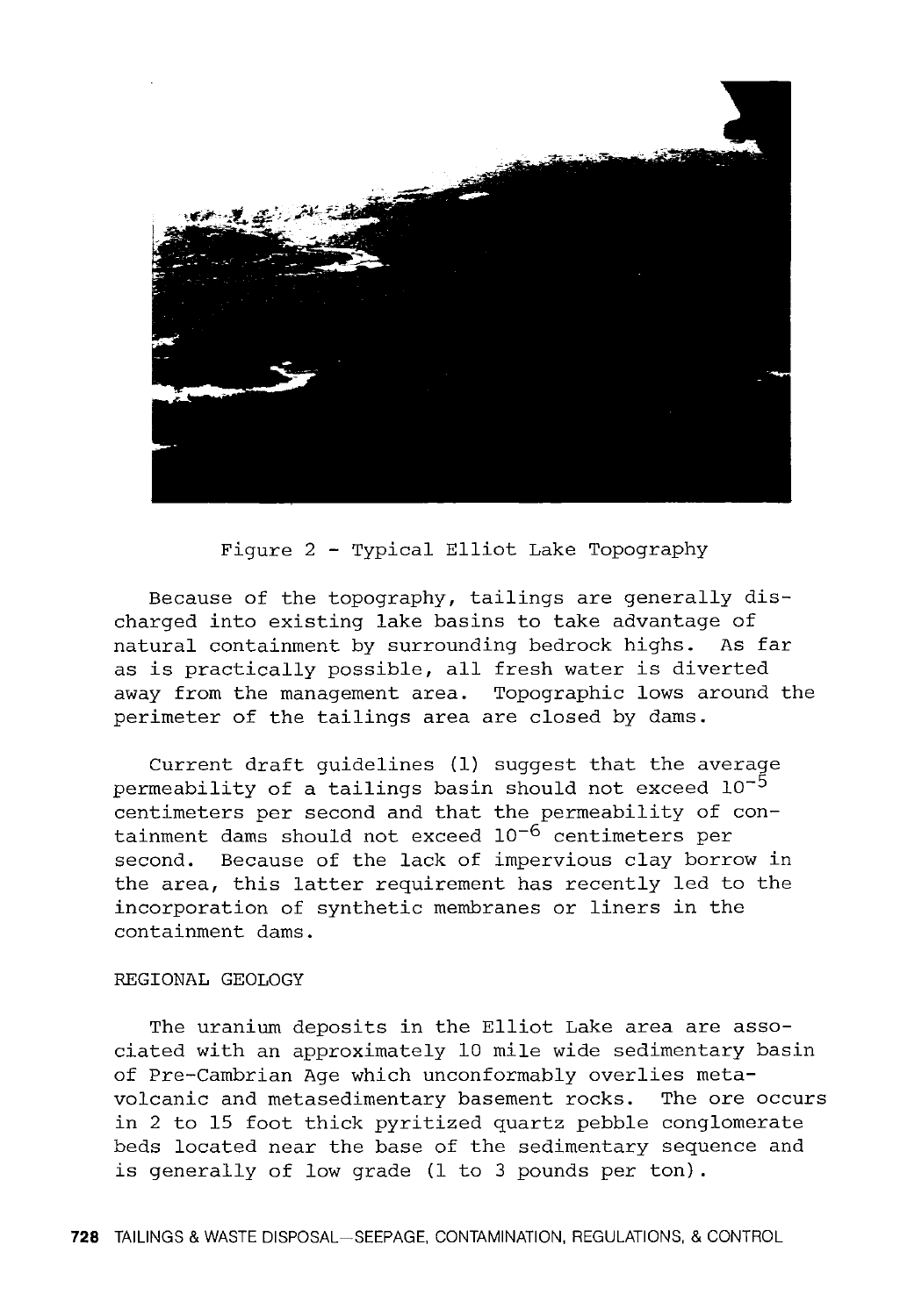Figure 2 - Typical Elliot Lake Topography

Because of the topography, tailings are generally discharged into existing lake basins to take advantage of natural containment by surrounding bedrock highs. As far as is practically possible, all fresh water is diverted away from the management area. Topographic lows around the perimeter of the tailings area are closed by dams.

Current draft guidelines (1) suggest that the average permeability of a tailings basin should not exceed $10^{-5}$ centimeters per second and that the permeability of containment dams should not exceed $10^{-6}$ centimeters per second. Because of the lack of impervious clay borrow in the area, this latter requirement has recently led to the incorporation of synthetic membranes or liners in the containment dams.

## REGIONAL GEOLOGY

The uranium deposits in the Elliot Lake area are associated with an approximately 10 mile wide sedimentary basin of Pre-Cambrian Age which unconformably overlies metavolcanic and metasedimentary basement rocks. The ore occurs in 2 to 15 foot thick pyritized quartz pebble conglomerate beds located near the base of the sedimentary sequence and is generally of low grade (1 to 3 pounds per ton).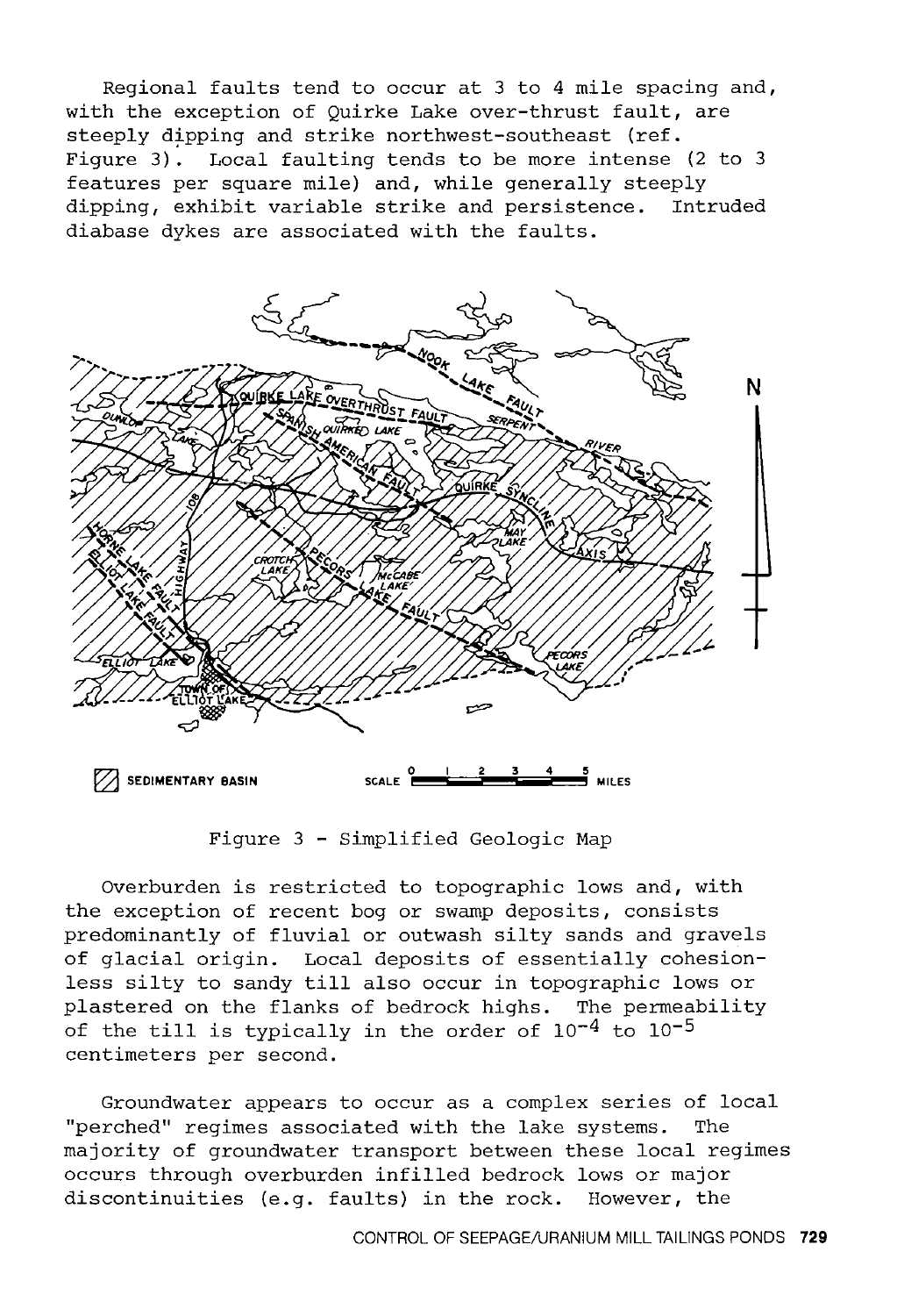Regional faults tend to occur at 3 to 4 mile spacing and, with the exception of Quirke Lake over-thrust fault, are steeply dipping and strike northwest-southeast (ref. Figure 3). Local faulting tends to be more intense (2 to 3 features per square mile) and, while generally steeply dipping, exhibit variable strike and persistence. Intruded diabase dykes are associated with the faults.

Figure 3 - Simplified Geologic Map

Overburden is restricted to topographic lows and, with the exception of recent bog or swamp deposits, consists predominantly of fluvial or outwash silty sands and gravels of glacial origin. Local deposits of essentially cohesionless silty to sandy till also occur in topographic lows or plastered on the flanks of bedrock highs. The permeability of the till is typically in the order of $10^{-4}$ to $10^{-5}$ centimeters per second.

Groundwater appears to occur as a complex series of local "perched" regimes associated with the lake systems. The majority of groundwater transport between these local regimes occurs through overburden infilled bedrock lows or major discontinuities (e.g. faults) in the rock. However, the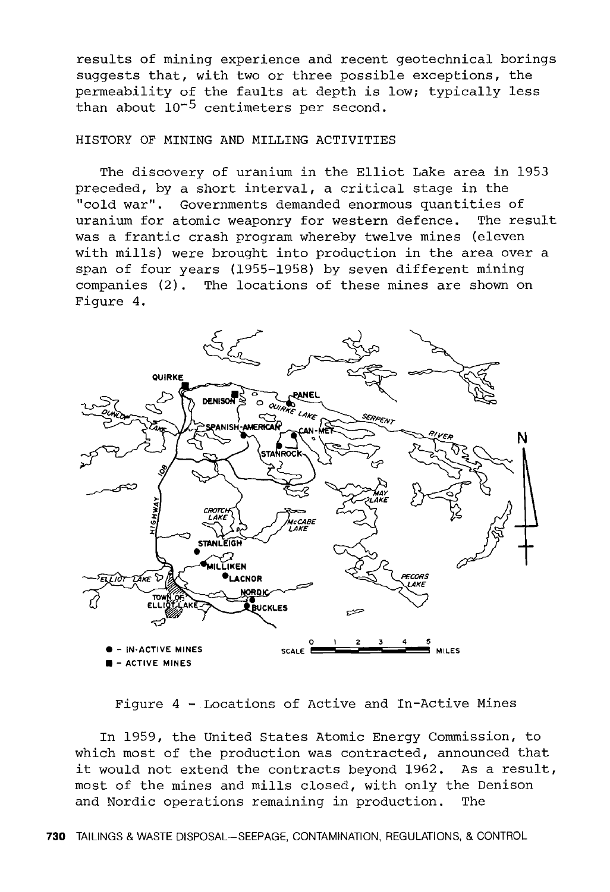results of mining experience and recent geotechnical borings suggests that, with two or three possible exceptions, the permeability of the faults at depth is low; typically less than about $10^{-5}$ centimeters per second.

## HISTORY OF MINING AND MILLING ACTIVITIES

The discovery of uranium in the Elliot Lake area in 1953 preceded, by a short interval, a critical stage in the "cold war". Governments demanded enormous quantities of uranium for atomic weaponry for western defence. The result was a frantic crash program whereby twelve mines (eleven with mills) were brought into production in the area over a span of four years (1955-1958) by seven different mining companies (2). The locations of these mines are shown on Figure 4.

Figure 4 - Locations of Active and In-Active Mines

In 1959, the United States Atomic Energy Commission, to which most of the production was contracted, announced that it would not extend the contracts beyond 1962. As a result, most of the mines and mills closed, with only the Denison and Nordic operations remaining in production. The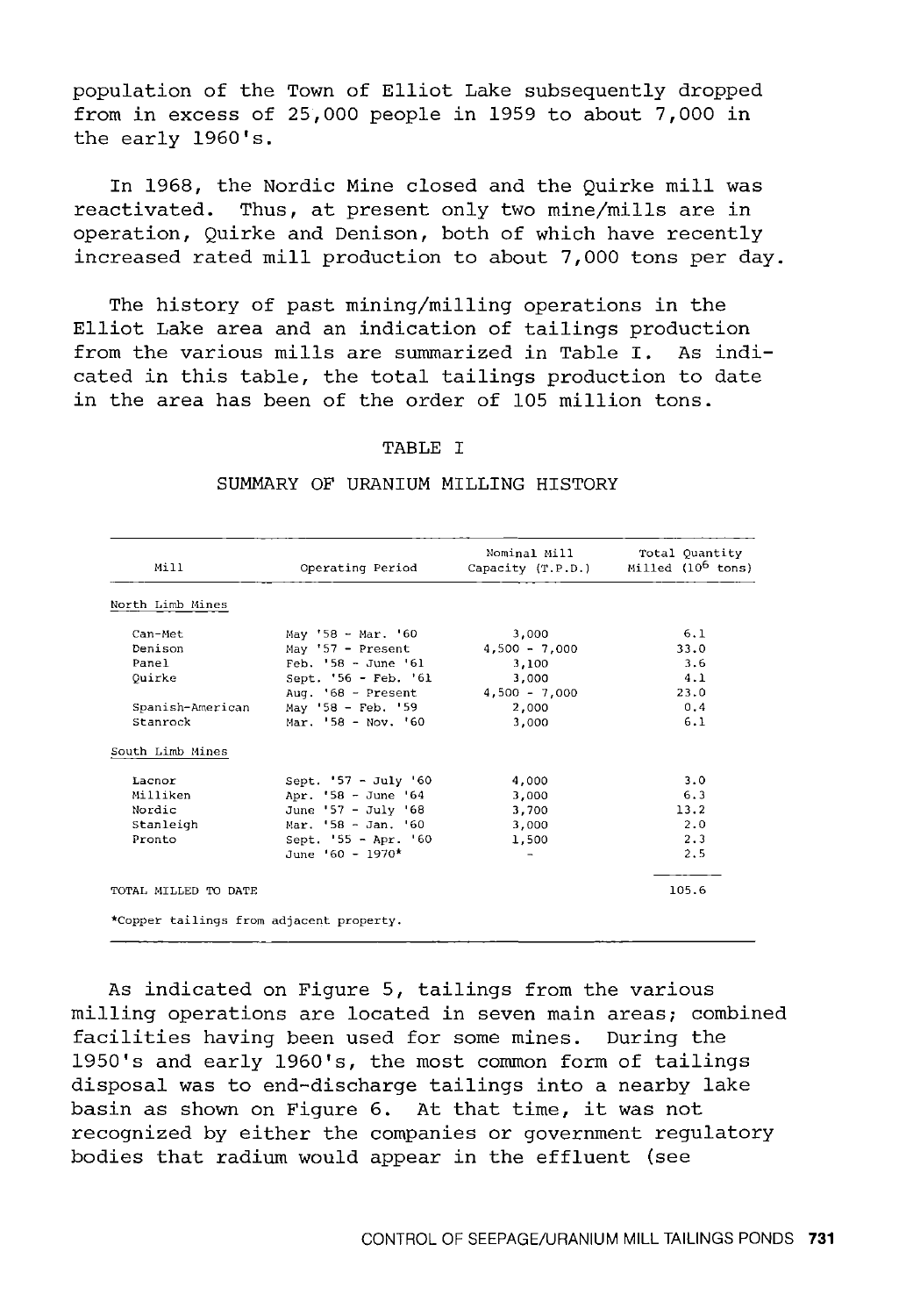population of the Town of Elliot Lake subsequently dropped from in excess of 25,000 people in 1959 to about 7,000 in the early 1960's.

In 1968, the Nordic Mine closed and the Quirke mill was reactivated. Thus, at present only two mine/mills are in operation, Quirke and Denison, both of which have recently increased rated mill production to about 7,000 tons per day.

The history of past mining/milling operations in the Elliot Lake area and an indication of tailings production from the various mills are summarized in Table I. As indicated in this table, the total tailings production to date in the area has been of the order of 105 million tons.

TABLE I

SUMMARY OF URANIUM MILLING HISTORY

| Mill | Operating Period | Nominal Mill Capacity (T.P.D.) | Total Quantity Milled ($10^6$ tons) |
|---|---|---|---|
| North Limb Mines | | | |
| Can-Met | May '58 - Mar. '60 | 3,000 | 6.1 |
| Denison | May '57 - Present | 4,500 - 7,000 | 33.0 |
| Panel | Feb. '58 - June '61 | 3,100 | 3.6 |
| Quirke | Sept. '56 - Feb. '61 | 3,000 | 4.1 |
| | Aug. '68 - Present | 4,500 - 7,000 | 23.0 |
| Spanish-American | May '58 - Feb. '59 | 2,000 | 0.4 |
| Stanrock | Mar. '58 - Nov. '60 | 3,000 | 6.1 |
| South Limb Mines | | | |
| Lacnor | Sept. '57 - July '60 | 4,000 | 3.0 |
| Milliken | Apr. '58 - June '64 | 3,000 | 6.3 |
| Nordic | June '57 - July '68 | 3,700 | 13.2 |
| Stanleigh | Mar. '58 - Jan. '60 | 3,000 | 2.0 |
| Pronto | Sept. '55 - Apr. '60 | 1,500 | 2.3 |
| | June '60 - 1970* | - | 2.5 |
| TOTAL MILLED TO DATE | | | 105.6 |

*Copper tailings from adjacent property.

As indicated on Figure 5, tailings from the various milling operations are located in seven main areas; combined facilities having been used for some mines. During the 1950's and early 1960's, the most common form of tailings disposal was to end-discharge tailings into a nearby lake basin as shown on Figure 6. At that time, it was not recognized by either the companies or government regulatory bodies that radium would appear in the effluent (see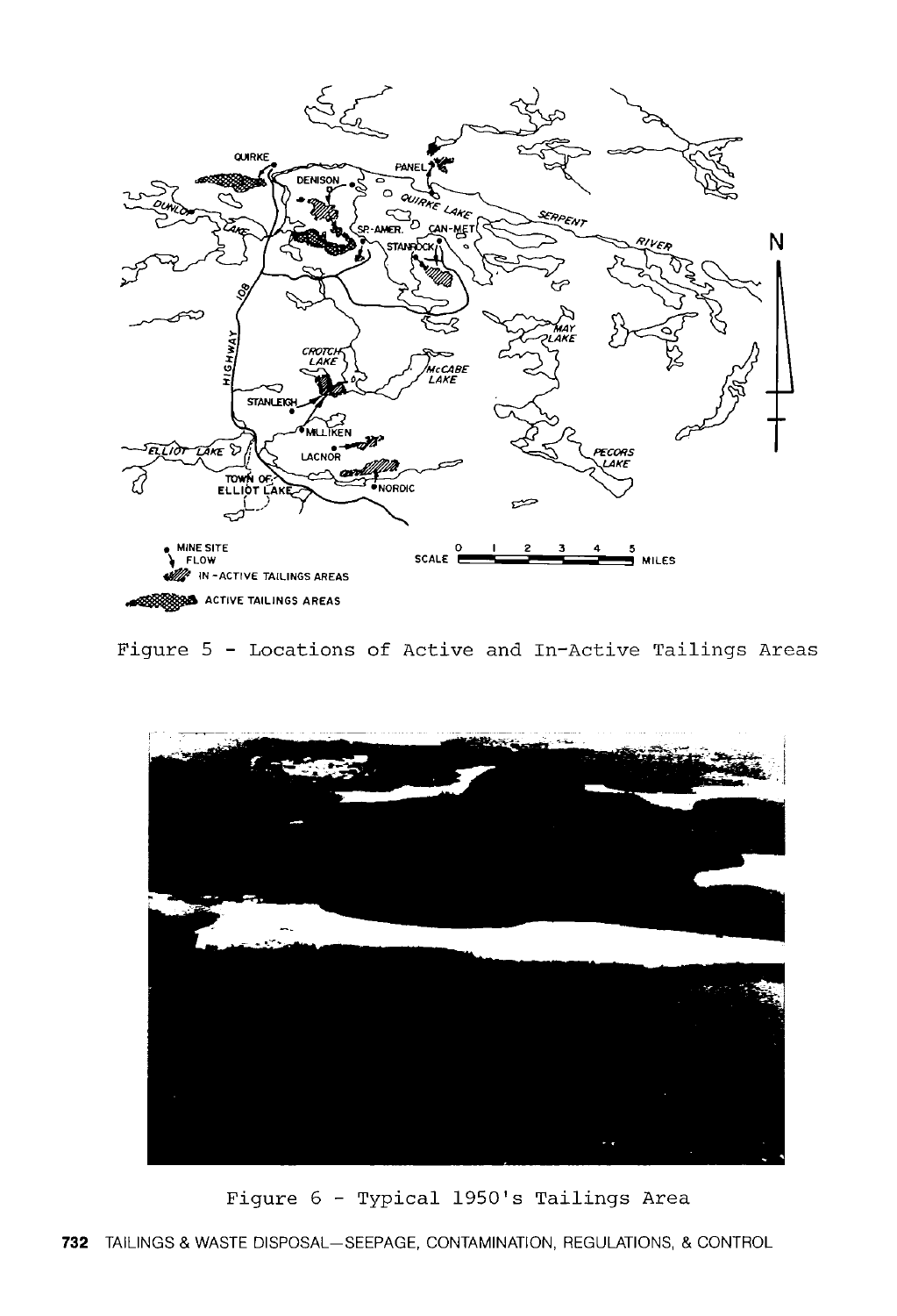Figure 5 - Locations of Active and In-Active Tailings Areas

Figure 6 - Typical 1950's Tailings Area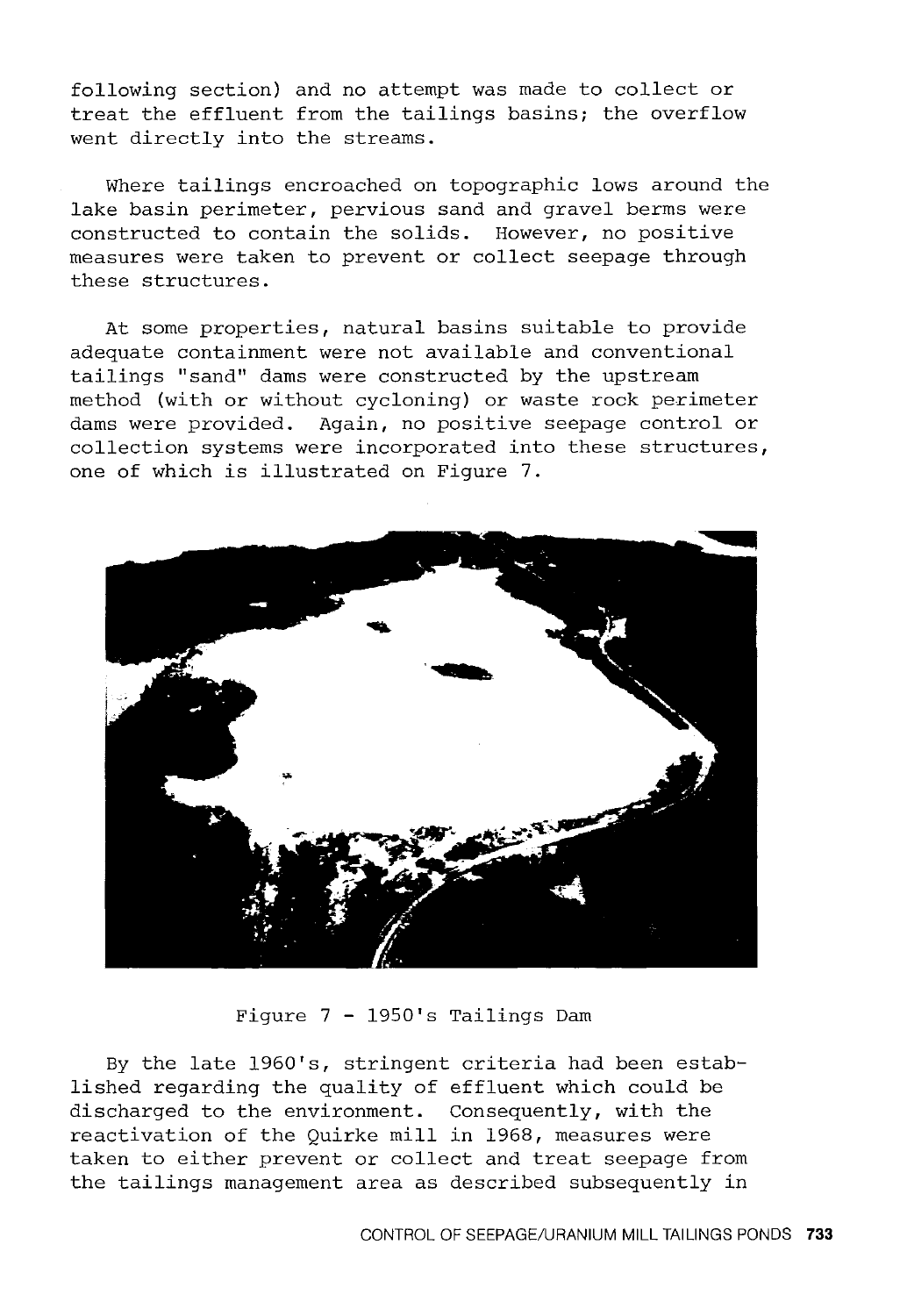following section) and no attempt was made to collect or treat the effluent from the tailings basins; the overflow went directly into the streams.

Where tailings encroached on topographic lows around the lake basin perimeter, pervious sand and gravel berms were constructed to contain the solids. However, no positive measures were taken to prevent or collect seepage through these structures.

At some properties, natural basins suitable to provide adequate containment were not available and conventional tailings "sand" dams were constructed by the upstream method (with or without cycloning) or waste rock perimeter dams were provided. Again, no positive seepage control or collection systems were incorporated into these structures, one of which is illustrated on Figure 7.

Figure 7 - 1950's Tailings Dam

By the late 1960's, stringent criteria had been established regarding the quality of effluent which could be discharged to the environment. Consequently, with the reactivation of the Quirke mill in 1968, measures were taken to either prevent or collect and treat seepage from the tailings management area as described subsequently in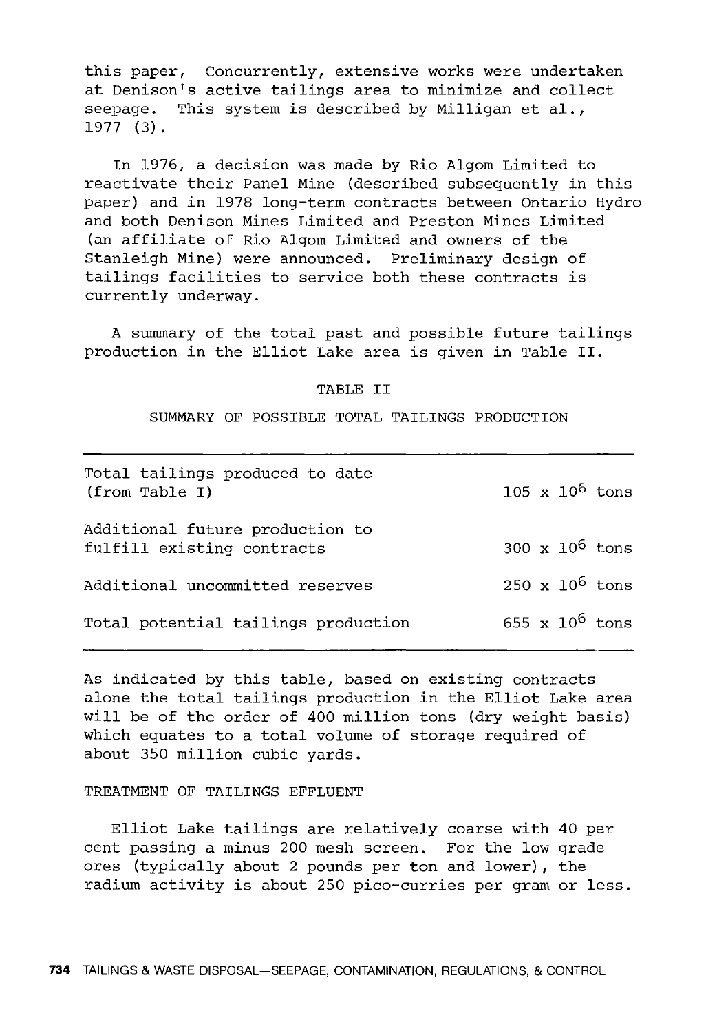this paper, Concurrently, extensive works were undertaken at Denison's active tailings area to minimize and collect seepage. This system is described by Milligan et al., 1977 (3).

In 1976, a decision was made by Rio Algom Limited to reactivate their Panel Mine (described subsequently in this paper) and in 1978 long-term contracts between Ontario Hydro and both Denison Mines Limited and Preston Mines Limited (an affiliate of Rio Algom Limited and owners of the Stanleigh Mine) were announced. Preliminary design of tailings facilities to service both these contracts is currently underway.

A summary of the total past and possible future tailings production in the Elliot Lake area is given in Table II.

TABLE II

SUMMARY OF POSSIBLE TOTAL TAILINGS PRODUCTION

| | |
|---|---|
| Total tailings produced to date (from Table I) | $105 \times 10^6$ tons |
| Additional future production to fulfill existing contracts | $300 \times 10^6$ tons |
| Additional uncommitted reserves | $250 \times 10^6$ tons |
| Total potential tailings production | $655 \times 10^6$ tons |

As indicated by this table, based on existing contracts alone the total tailings production in the Elliot Lake area will be of the order of 400 million tons (dry weight basis) which equates to a total volume of storage required of about 350 million cubic yards.

## TREATMENT OF TAILINGS EFFLUENT

Elliot Lake tailings are relatively coarse with 40 per cent passing a minus 200 mesh screen. For the low grade ores (typically about 2 pounds per ton and lower), the radium activity is about 250 pico-curries per gram or less.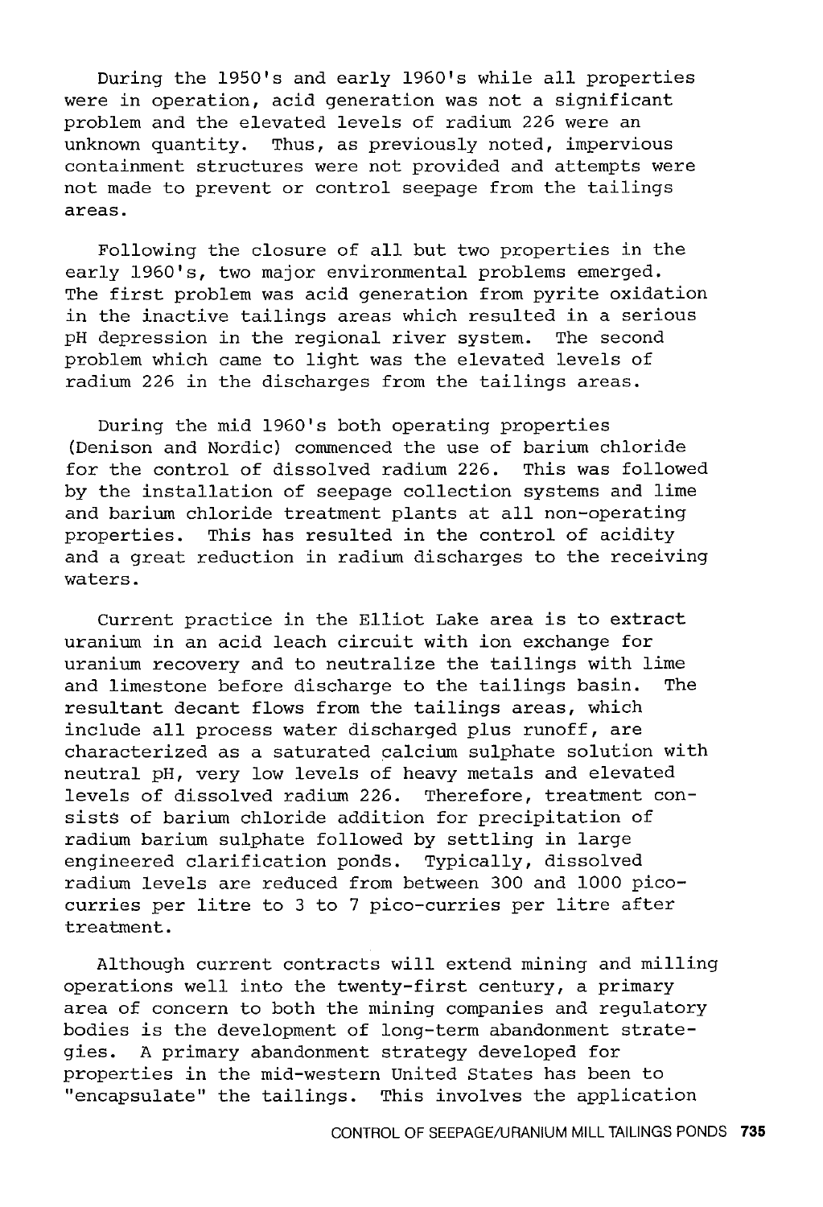During the 1950's and early 1960's while all properties were in operation, acid generation was not a significant problem and the elevated levels of radium 226 were an unknown quantity. Thus, as previously noted, impervious containment structures were not provided and attempts were not made to prevent or control seepage from the tailings areas.

Following the closure of all but two properties in the early 1960's, two major environmental problems emerged. The first problem was acid generation from pyrite oxidation in the inactive tailings areas which resulted in a serious pH depression in the regional river system. The second problem which came to light was the elevated levels of radium 226 in the discharges from the tailings areas.

During the mid 1960's both operating properties (Denison and Nordic) commenced the use of barium chloride for the control of dissolved radium 226. This was followed by the installation of seepage collection systems and lime and barium chloride treatment plants at all non-operating properties. This has resulted in the control of acidity and a great reduction in radium discharges to the receiving waters.

Current practice in the Elliot Lake area is to extract uranium in an acid leach circuit with ion exchange for uranium recovery and to neutralize the tailings with lime and limestone before discharge to the tailings basin. The resultant decant flows from the tailings areas, which include all process water discharged plus runoff, are characterized as a saturated calcium sulphate solution with neutral pH, very low levels of heavy metals and elevated levels of dissolved radium 226. Therefore, treatment consists of barium chloride addition for precipitation of radium barium sulphate followed by settling in large engineered clarification ponds. Typically, dissolved radium levels are reduced from between 300 and 1000 pico-curries per litre to 3 to 7 pico-curries per litre after treatment.

Although current contracts will extend mining and milling operations well into the twenty-first century, a primary area of concern to both the mining companies and regulatory bodies is the development of long-term abandonment strategies. A primary abandonment strategy developed for properties in the mid-western United States has been to "encapsulate" the tailings. This involves the application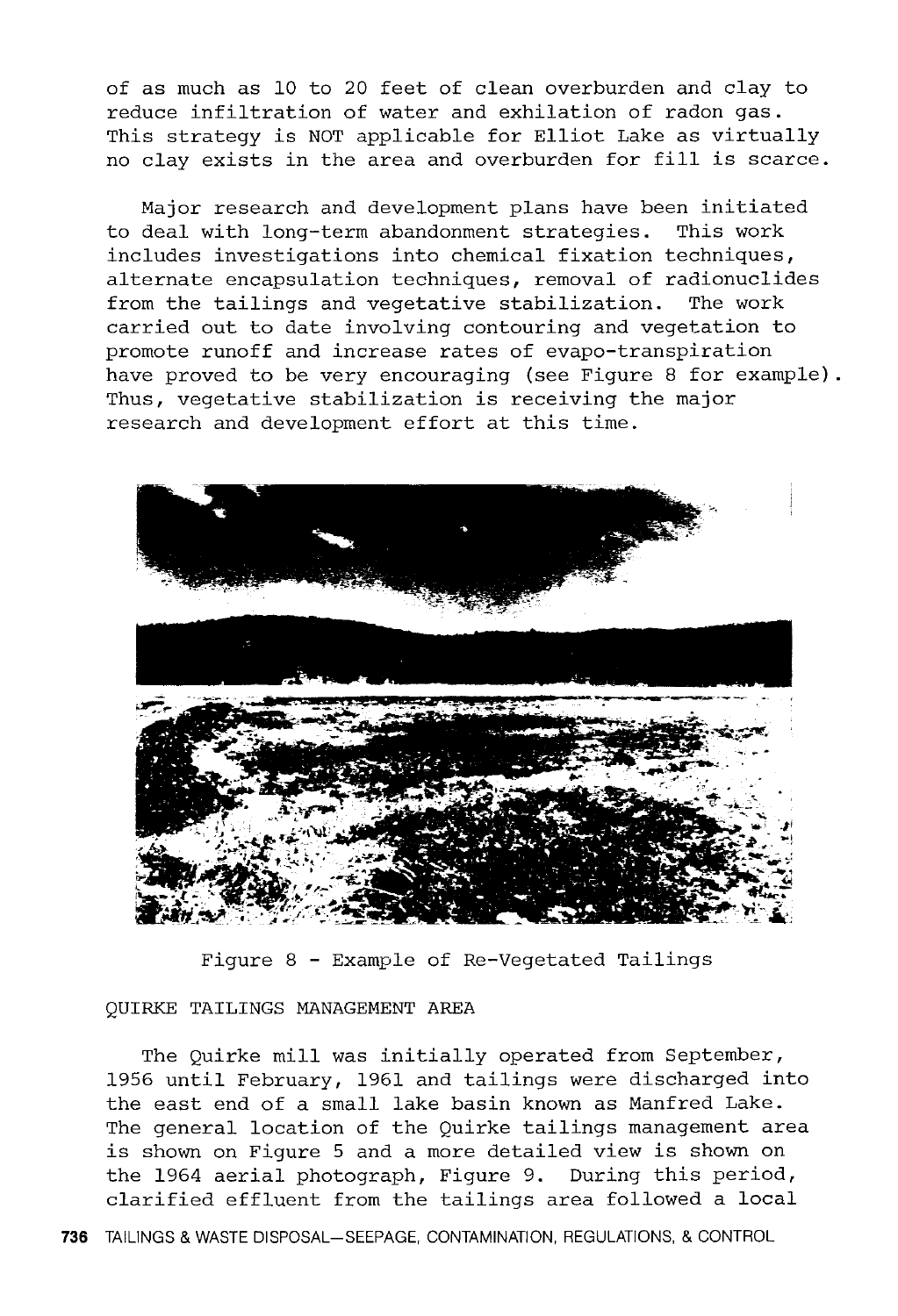of as much as 10 to 20 feet of clean overburden and clay to reduce infiltration of water and exhilation of radon gas. This strategy is NOT applicable for Elliot Lake as virtually no clay exists in the area and overburden for fill is scarce.

Major research and development plans have been initiated to deal with long-term abandonment strategies. This work includes investigations into chemical fixation techniques, alternate encapsulation techniques, removal of radionuclides from the tailings and vegetative stabilization. The work carried out to date involving contouring and vegetation to promote runoff and increase rates of evapo-transpiration have proved to be very encouraging (see Figure 8 for example). Thus, vegetative stabilization is receiving the major research and development effort at this time.

Figure 8 - Example of Re-Vegetated Tailings

QUIRKE TAILINGS MANAGEMENT AREA

The Quirke mill was initially operated from September, 1956 until February, 1961 and tailings were discharged into the east end of a small lake basin known as Manfred Lake. The general location of the Quirke tailings management area is shown on Figure 5 and a more detailed view is shown on the 1964 aerial photograph, Figure 9. During this period, clarified effluent from the tailings area followed a local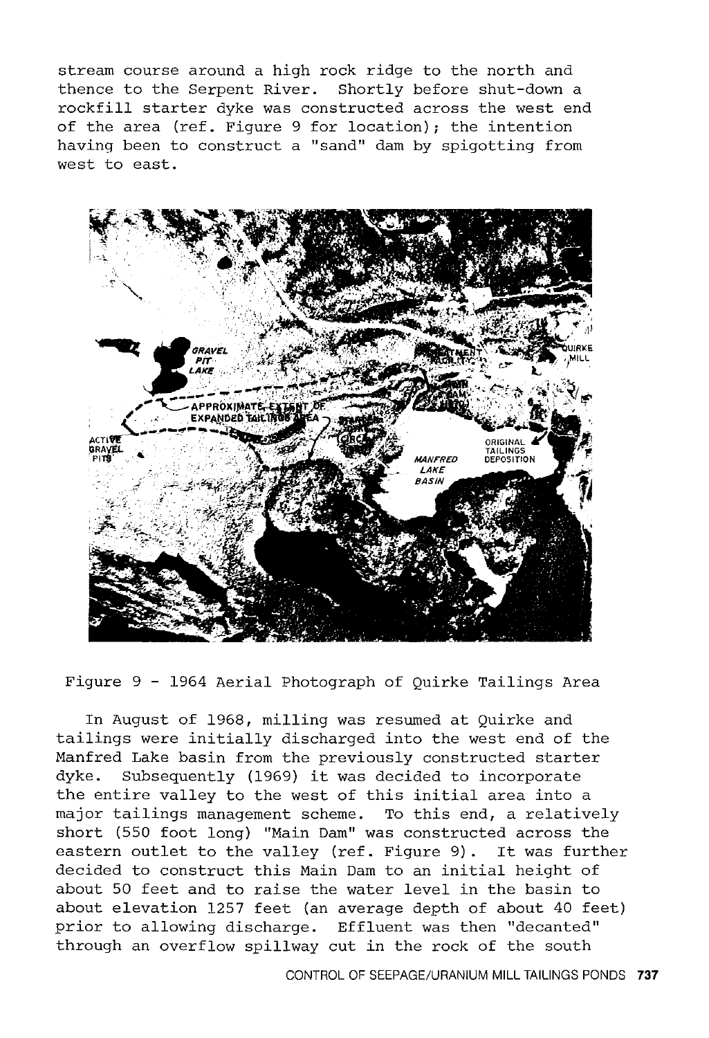stream course around a high rock ridge to the north and thence to the Serpent River. Shortly before shut-down a rockfill starter dyke was constructed across the west end of the area (ref. Figure 9 for location); the intention having been to construct a "sand" dam by spigotting from west to east.

Figure 9 - 1964 Aerial Photograph of Quirke Tailings Area

In August of 1968, milling was resumed at Quirke and tailings were initially discharged into the west end of the Manfred Lake basin from the previously constructed starter dyke. Subsequently (1969) it was decided to incorporate the entire valley to the west of this initial area into a major tailings management scheme. To this end, a relatively short (550 foot long) "Main Dam" was constructed across the eastern outlet to the valley (ref. Figure 9). It was further decided to construct this Main Dam to an initial height of about 50 feet and to raise the water level in the basin to about elevation 1257 feet (an average depth of about 40 feet) prior to allowing discharge. Effluent was then "decanted" through an overflow spillway cut in the rock of the south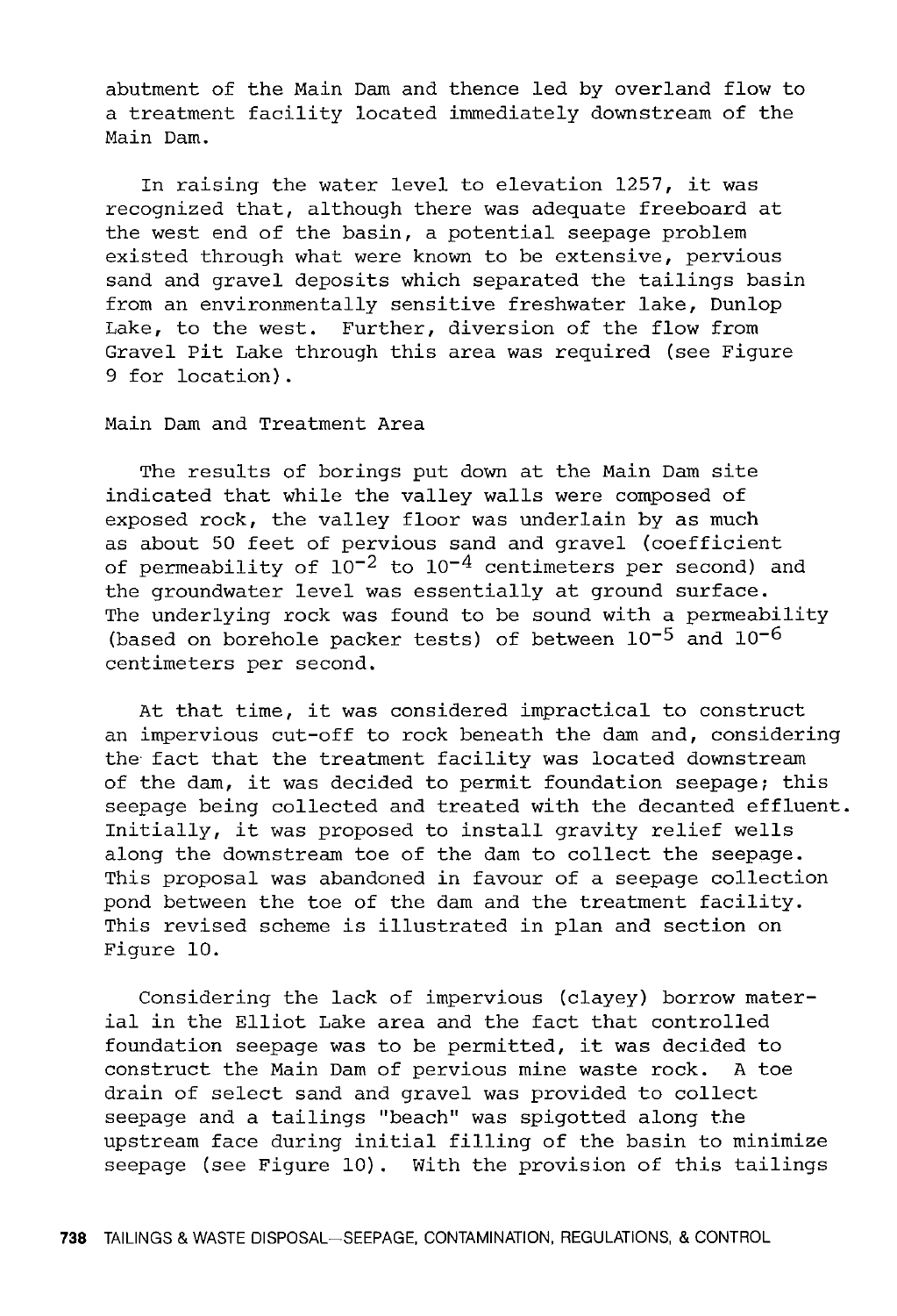abutment of the Main Dam and thence led by overland flow to a treatment facility located immediately downstream of the Main Dam.

In raising the water level to elevation 1257, it was recognized that, although there was adequate freeboard at the west end of the basin, a potential seepage problem existed through what were known to be extensive, pervious sand and gravel deposits which separated the tailings basin from an environmentally sensitive freshwater lake, Dunlop Lake, to the west. Further, diversion of the flow from Gravel Pit Lake through this area was required (see Figure 9 for location).

## Main Dam and Treatment Area

The results of borings put down at the Main Dam site indicated that while the valley walls were composed of exposed rock, the valley floor was underlain by as much as about 50 feet of pervious sand and gravel (coefficient of permeability of $10^{-2}$ to $10^{-4}$ centimeters per second) and the groundwater level was essentially at ground surface. The underlying rock was found to be sound with a permeability (based on borehole packer tests) of between $10^{-5}$ and $10^{-6}$ centimeters per second.

At that time, it was considered impractical to construct an impervious cut-off to rock beneath the dam and, considering the fact that the treatment facility was located downstream of the dam, it was decided to permit foundation seepage; this seepage being collected and treated with the decanted effluent. Initially, it was proposed to install gravity relief wells along the downstream toe of the dam to collect the seepage. This proposal was abandoned in favour of a seepage collection pond between the toe of the dam and the treatment facility. This revised scheme is illustrated in plan and section on Figure 10.

Considering the lack of impervious (clayey) borrow material in the Elliot Lake area and the fact that controlled foundation seepage was to be permitted, it was decided to construct the Main Dam of pervious mine waste rock. A toe drain of select sand and gravel was provided to collect seepage and a tailings "beach" was spigotted along the upstream face during initial filling of the basin to minimize seepage (see Figure 10). With the provision of this tailings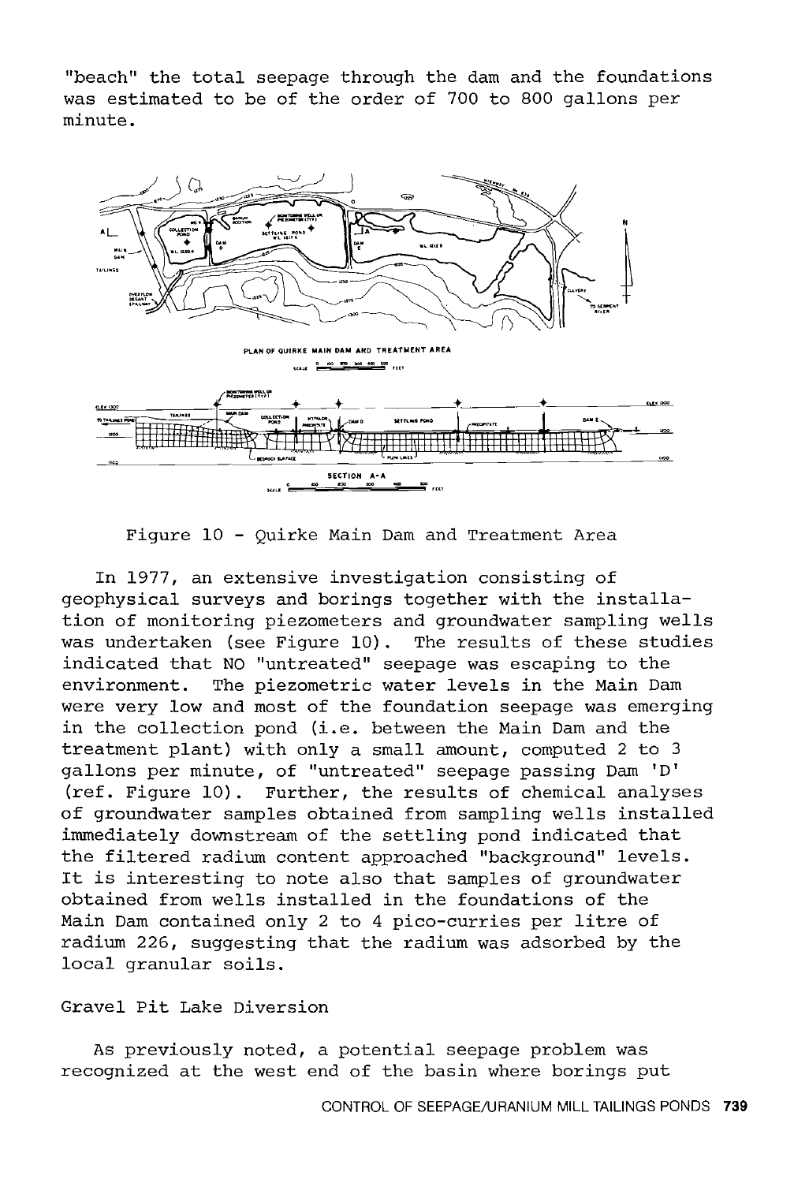"beach" the total seepage through the dam and the foundations was estimated to be of the order of 700 to 800 gallons per minute.

Figure 10 - Quirke Main Dam and Treatment Area

In 1977, an extensive investigation consisting of geophysical surveys and borings together with the installation of monitoring piezometers and groundwater sampling wells was undertaken (see Figure 10). The results of these studies indicated that NO "untreated" seepage was escaping to the environment. The piezometric water levels in the Main Dam were very low and most of the foundation seepage was emerging in the collection pond (i.e. between the Main Dam and the treatment plant) with only a small amount, computed 2 to 3 gallons per minute, of "untreated" seepage passing Dam 'D' (ref. Figure 10). Further, the results of chemical analyses of groundwater samples obtained from sampling wells installed immediately downstream of the settling pond indicated that the filtered radium content approached "background" levels. It is interesting to note also that samples of groundwater obtained from wells installed in the foundations of the Main Dam contained only 2 to 4 pico-curries per litre of radium 226, suggesting that the radium was adsorbed by the local granular soils.

Gravel Pit Lake Diversion

As previously noted, a potential seepage problem was recognized at the west end of the basin where borings put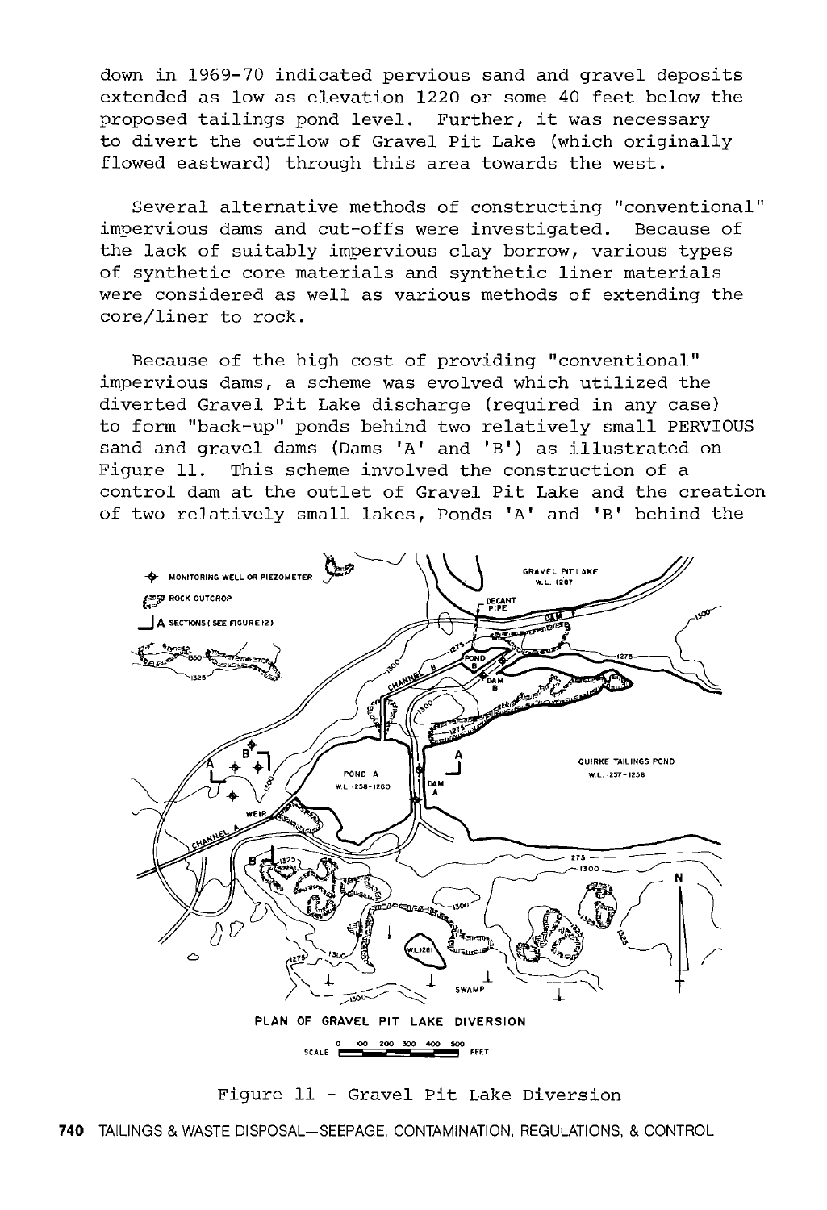down in 1969-70 indicated pervious sand and gravel deposits extended as low as elevation 1220 or some 40 feet below the proposed tailings pond level. Further, it was necessary to divert the outflow of Gravel Pit Lake (which originally flowed eastward) through this area towards the west.

Several alternative methods of constructing "conventional" impervious dams and cut-offs were investigated. Because of the lack of suitably impervious clay borrow, various types of synthetic core materials and synthetic liner materials were considered as well as various methods of extending the core/liner to rock.

Because of the high cost of providing "conventional" impervious dams, a scheme was evolved which utilized the diverted Gravel Pit Lake discharge (required in any case) to form "back-up" ponds behind two relatively small PERVIOUS sand and gravel dams (Dams 'A' and 'B') as illustrated on Figure 11. This scheme involved the construction of a control dam at the outlet of Gravel Pit Lake and the creation of two relatively small lakes, Ponds 'A' and 'B' behind the

PLAN OF GRAVEL PIT LAKE DIVERSION

Figure 11 - Gravel Pit Lake Diversion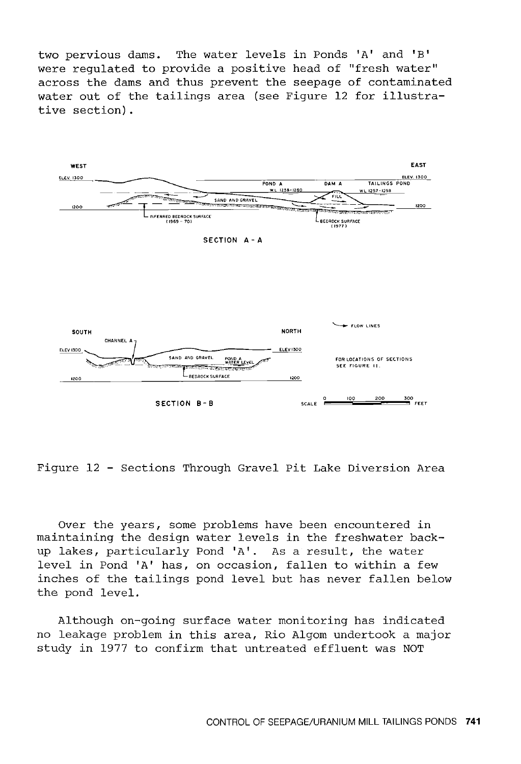two pervious dams. The water levels in Ponds 'A' and 'B' were regulated to provide a positive head of "fresh water" across the dams and thus prevent the seepage of contaminated water out of the tailings area (see Figure 12 for illustrative section).

Figure 12 - Sections Through Gravel Pit Lake Diversion Area

Over the years, some problems have been encountered in maintaining the design water levels in the freshwater back-up lakes, particularly Pond 'A'. As a result, the water level in Pond 'A' has, on occasion, fallen to within a few inches of the tailings pond level but has never fallen below the pond level.

Although on-going surface water monitoring has indicated no leakage problem in this area, Rio Algom undertook a major study in 1977 to confirm that untreated effluent was NOT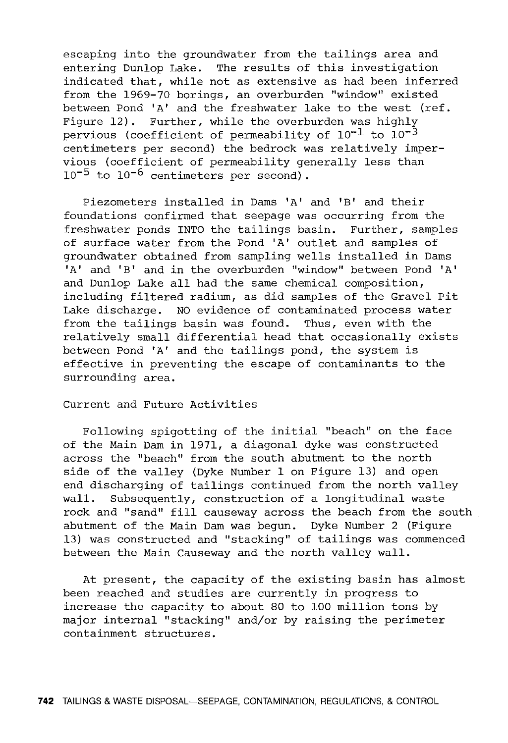escaping into the groundwater from the tailings area and entering Dunlop Lake. The results of this investigation indicated that, while not as extensive as had been inferred from the 1969-70 borings, an overburden "window" existed between Pond 'A' and the freshwater lake to the west (ref. Figure 12). Further, while the overburden was highly pervious (coefficient of permeability of $10^{-1}$ to $10^{-3}$ centimeters per second) the bedrock was relatively impervious (coefficient of permeability generally less than $10^{-5}$ to $10^{-6}$ centimeters per second).

Piezometers installed in Dams 'A' and 'B' and their foundations confirmed that seepage was occurring from the freshwater ponds INTO the tailings basin. Further, samples of surface water from the Pond 'A' outlet and samples of groundwater obtained from sampling wells installed in Dams 'A' and 'B' and in the overburden "window" between Pond 'A' and Dunlop Lake all had the same chemical composition, including filtered radium, as did samples of the Gravel Pit Lake discharge. NO evidence of contaminated process water from the tailings basin was found. Thus, even with the relatively small differential head that occasionally exists between Pond 'A' and the tailings pond, the system is effective in preventing the escape of contaminants to the surrounding area.

## Current and Future Activities

Following spigotting of the initial "beach" on the face of the Main Dam in 1971, a diagonal dyke was constructed across the "beach" from the south abutment to the north side of the valley (Dyke Number 1 on Figure 13) and open end discharging of tailings continued from the north valley wall. Subsequently, construction of a longitudinal waste rock and "sand" fill causeway across the beach from the south abutment of the Main Dam was begun. Dyke Number 2 (Figure 13) was constructed and "stacking" of tailings was commenced between the Main Causeway and the north valley wall.

At present, the capacity of the existing basin has almost been reached and studies are currently in progress to increase the capacity to about 80 to 100 million tons by major internal "stacking" and/or by raising the perimeter containment structures.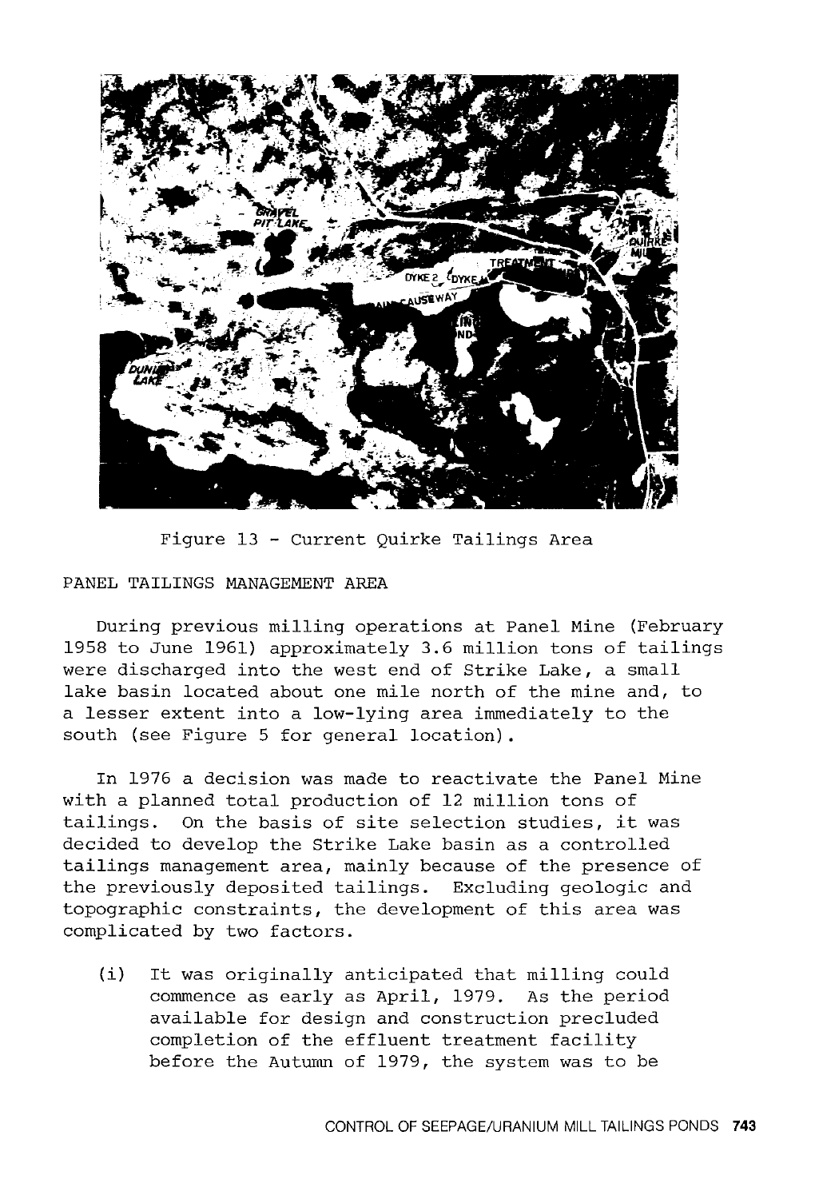Figure 13 - Current Quirke Tailings Area

## PANEL TAILINGS MANAGEMENT AREA

During previous milling operations at Panel Mine (February 1958 to June 1961) approximately 3.6 million tons of tailings were discharged into the west end of Strike Lake, a small lake basin located about one mile north of the mine and, to a lesser extent into a low-lying area immediately to the south (see Figure 5 for general location).

In 1976 a decision was made to reactivate the Panel Mine with a planned total production of 12 million tons of tailings. On the basis of site selection studies, it was decided to develop the Strike Lake basin as a controlled tailings management area, mainly because of the presence of the previously deposited tailings. Excluding geologic and topographic constraints, the development of this area was complicated by two factors.

(i) It was originally anticipated that milling could commence as early as April, 1979. As the period available for design and construction precluded completion of the effluent treatment facility before the Autumn of 1979, the system was to be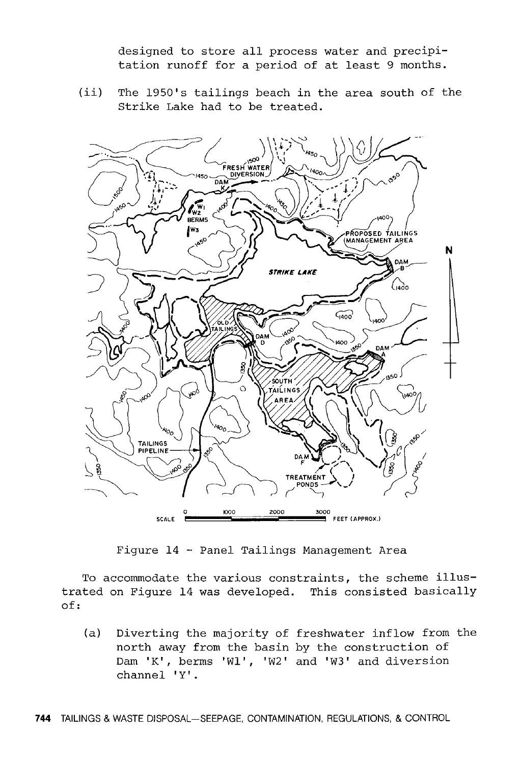designed to store all process water and precipitation runoff for a period of at least 9 months.

(ii) The 1950's tailings beach in the area south of the Strike Lake had to be treated.

Figure 14 - Panel Tailings Management Area

To accommodate the various constraints, the scheme illustrated on Figure 14 was developed. This consisted basically of:

(a) Diverting the majority of freshwater inflow from the north away from the basin by the construction of Dam 'K', berms 'W1', 'W2' and 'W3' and diversion channel 'Y'.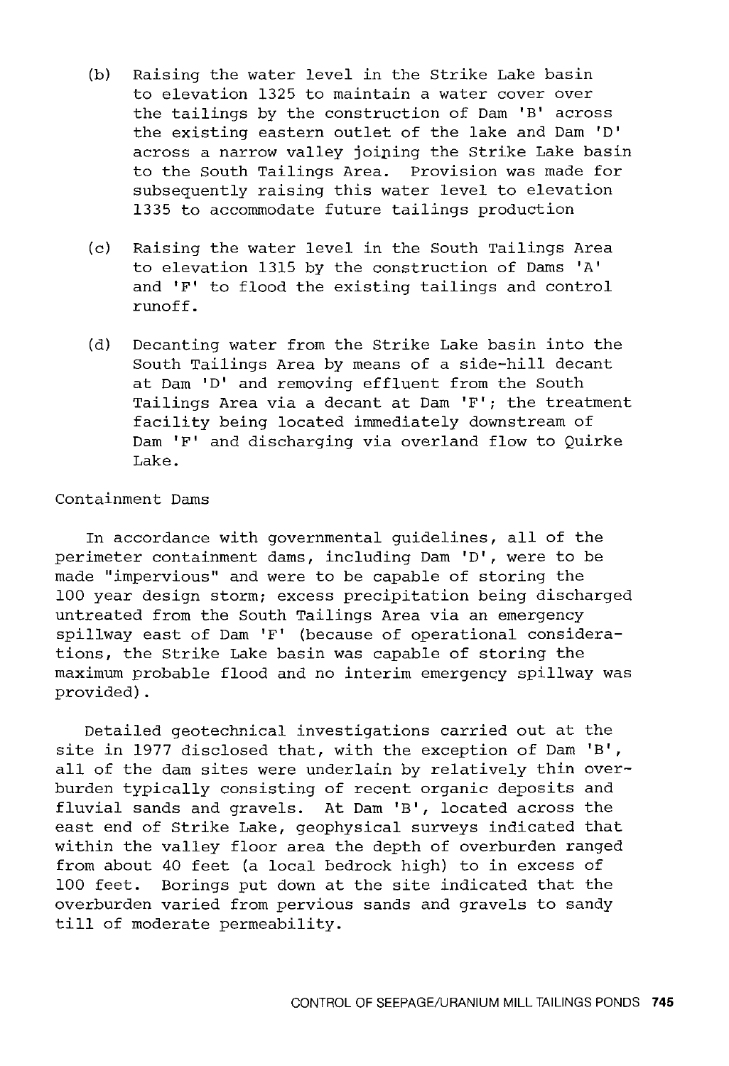(b) Raising the water level in the Strike Lake basin to elevation 1325 to maintain a water cover over the tailings by the construction of Dam 'B' across the existing eastern outlet of the lake and Dam 'D' across a narrow valley joining the Strike Lake basin to the South Tailings Area. Provision was made for subsequently raising this water level to elevation 1335 to accommodate future tailings production

(c) Raising the water level in the South Tailings Area to elevation 1315 by the construction of Dams 'A' and 'F' to flood the existing tailings and control runoff.

(d) Decanting water from the Strike Lake basin into the South Tailings Area by means of a side-hill decant at Dam 'D' and removing effluent from the South Tailings Area via a decant at Dam 'F'; the treatment facility being located immediately downstream of Dam 'F' and discharging via overland flow to Quirke Lake.

Containment Dams

In accordance with governmental guidelines, all of the perimeter containment dams, including Dam 'D', were to be made "impervious" and were to be capable of storing the 100 year design storm; excess precipitation being discharged untreated from the South Tailings Area via an emergency spillway east of Dam 'F' (because of operational considerations, the Strike Lake basin was capable of storing the maximum probable flood and no interim emergency spillway was provided).

Detailed geotechnical investigations carried out at the site in 1977 disclosed that, with the exception of Dam 'B', all of the dam sites were underlain by relatively thin overburden typically consisting of recent organic deposits and fluvial sands and gravels. At Dam 'B', located across the east end of Strike Lake, geophysical surveys indicated that within the valley floor area the depth of overburden ranged from about 40 feet (a local bedrock high) to in excess of 100 feet. Borings put down at the site indicated that the overburden varied from pervious sands and gravels to sandy till of moderate permeability.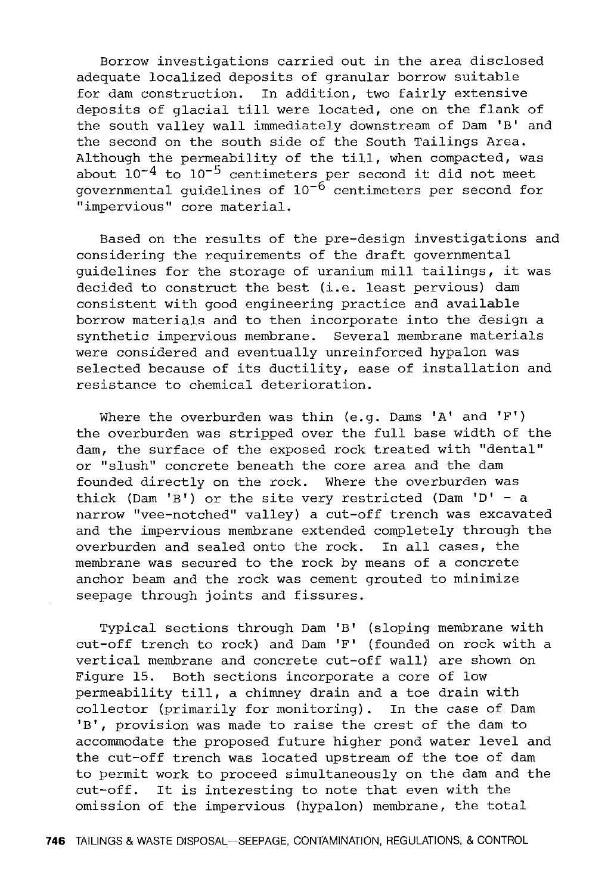Borrow investigations carried out in the area disclosed adequate localized deposits of granular borrow suitable for dam construction. In addition, two fairly extensive deposits of glacial till were located, one on the flank of the south valley wall immediately downstream of Dam 'B' and the second on the south side of the South Tailings Area. Although the permeability of the till, when compacted, was about $10^{-4}$ to $10^{-5}$ centimeters per second it did not meet governmental guidelines of $10^{-6}$ centimeters per second for "impervious" core material.

Based on the results of the pre-design investigations and considering the requirements of the draft governmental guidelines for the storage of uranium mill tailings, it was decided to construct the best (i.e. least pervious) dam consistent with good engineering practice and available borrow materials and to then incorporate into the design a synthetic impervious membrane. Several membrane materials were considered and eventually unreinforced hypalon was selected because of its ductility, ease of installation and resistance to chemical deterioration.

Where the overburden was thin (e.g. Dams 'A' and 'F') the overburden was stripped over the full base width of the dam, the surface of the exposed rock treated with "dental" or "slush" concrete beneath the core area and the dam founded directly on the rock. Where the overburden was thick (Dam 'B') or the site very restricted (Dam 'D' - a narrow "vee-notched" valley) a cut-off trench was excavated and the impervious membrane extended completely through the overburden and sealed onto the rock. In all cases, the membrane was secured to the rock by means of a concrete anchor beam and the rock was cement grouted to minimize seepage through joints and fissures.

Typical sections through Dam 'B' (sloping membrane with cut-off trench to rock) and Dam 'F' (founded on rock with a vertical membrane and concrete cut-off wall) are shown on Figure 15. Both sections incorporate a core of low permeability till, a chimney drain and a toe drain with collector (primarily for monitoring). In the case of Dam 'B', provision was made to raise the crest of the dam to accommodate the proposed future higher pond water level and the cut-off trench was located upstream of the toe of dam to permit work to proceed simultaneously on the dam and the cut-off. It is interesting to note that even with the omission of the impervious (hypalon) membrane, the total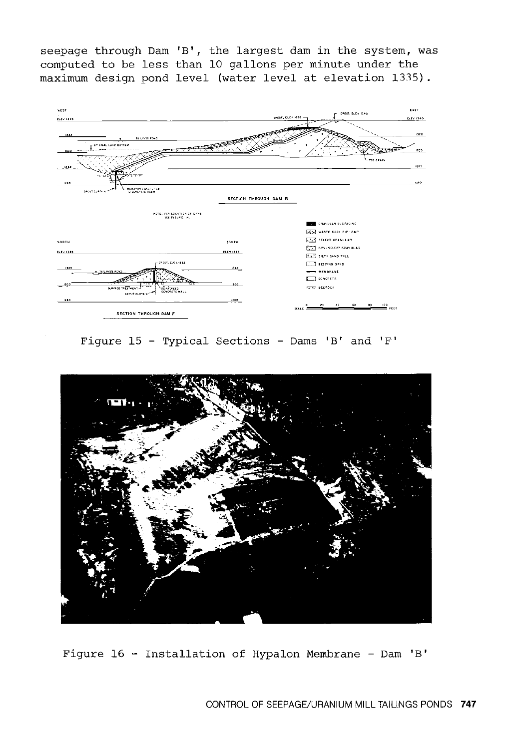seepage through Dam 'B', the largest dam in the system, was computed to be less than 10 gallons per minute under the maximum design pond level (water level at elevation 1335).

Figure 15 - Typical Sections - Dams 'B' and 'F'

Figure 16 -- Installation of Hypalon Membrane - Dam 'B'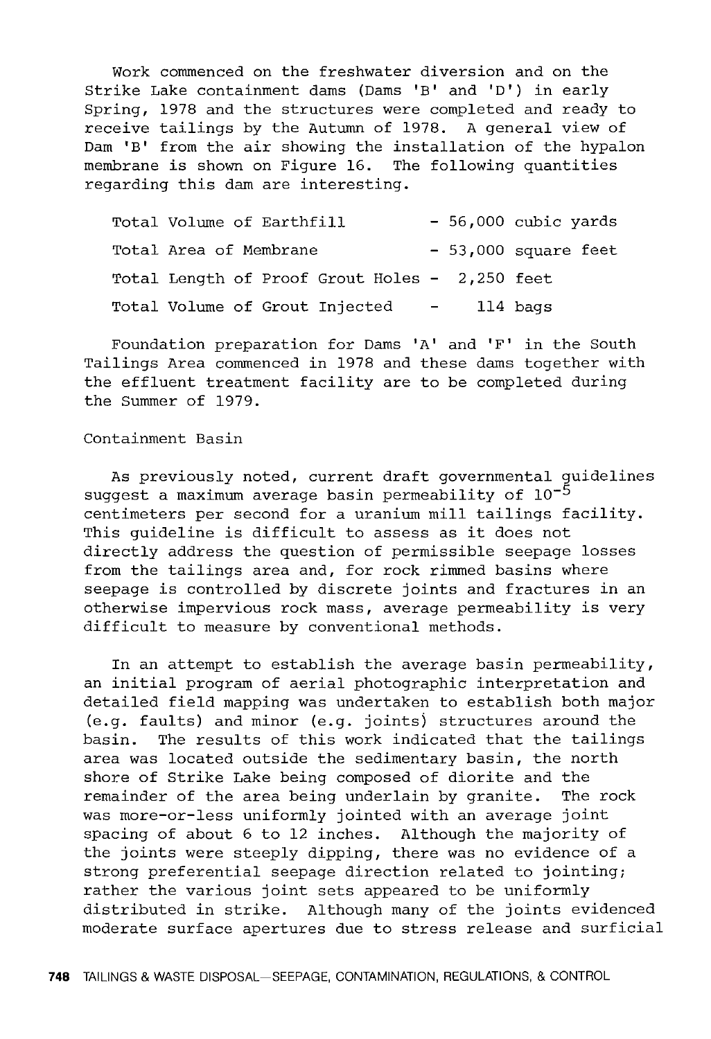Work commenced on the freshwater diversion and on the Strike Lake containment dams (Dams 'B' and 'D') in early Spring, 1978 and the structures were completed and ready to receive tailings by the Autumn of 1978. A general view of Dam 'B' from the air showing the installation of the hypalon membrane is shown on Figure 16. The following quantities regarding this dam are interesting.

| | |
|---|---|
| Total Volume of Earthfill | - 56,000 cubic yards |
| Total Area of Membrane | - 53,000 square feet |
| Total Length of Proof Grout Holes | - 2,250 feet |
| Total Volume of Grout Injected | - 114 bags |

Foundation preparation for Dams 'A' and 'F' in the South Tailings Area commenced in 1978 and these dams together with the effluent treatment facility are to be completed during the Summer of 1979.

## Containment Basin

As previously noted, current draft governmental guidelines suggest a maximum average basin permeability of $10^{-5}$ centimeters per second for a uranium mill tailings facility. This guideline is difficult to assess as it does not directly address the question of permissible seepage losses from the tailings area and, for rock rimmed basins where seepage is controlled by discrete joints and fractures in an otherwise impervious rock mass, average permeability is very difficult to measure by conventional methods.

In an attempt to establish the average basin permeability, an initial program of aerial photographic interpretation and detailed field mapping was undertaken to establish both major (e.g. faults) and minor (e.g. joints) structures around the basin. The results of this work indicated that the tailings area was located outside the sedimentary basin, the north shore of Strike Lake being composed of diorite and the remainder of the area being underlain by granite. The rock was more-or-less uniformly jointed with an average joint spacing of about 6 to 12 inches. Although the majority of the joints were steeply dipping, there was no evidence of a strong preferential seepage direction related to jointing; rather the various joint sets appeared to be uniformly distributed in strike. Although many of the joints evidenced moderate surface apertures due to stress release and surficial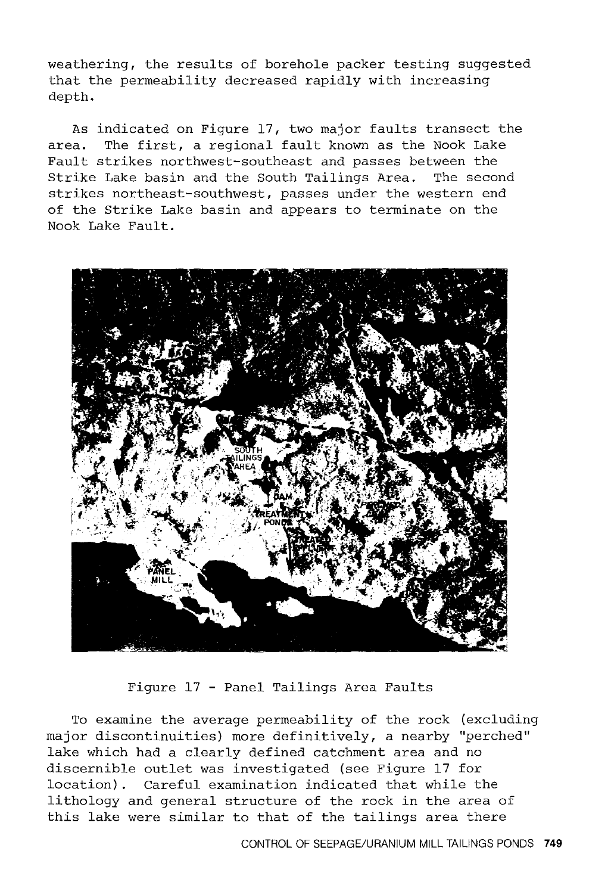weathering, the results of borehole packer testing suggested that the permeability decreased rapidly with increasing depth.

As indicated on Figure 17, two major faults transect the area. The first, a regional fault known as the Nook Lake Fault strikes northwest-southeast and passes between the Strike Lake basin and the South Tailings Area. The second strikes northeast-southwest, passes under the western end of the Strike Lake basin and appears to terminate on the Nook Lake Fault.

Figure 17 - Panel Tailings Area Faults

To examine the average permeability of the rock (excluding major discontinuities) more definitively, a nearby "perched" lake which had a clearly defined catchment area and no discernible outlet was investigated (see Figure 17 for location). Careful examination indicated that while the lithology and general structure of the rock in the area of this lake were similar to that of the tailings area there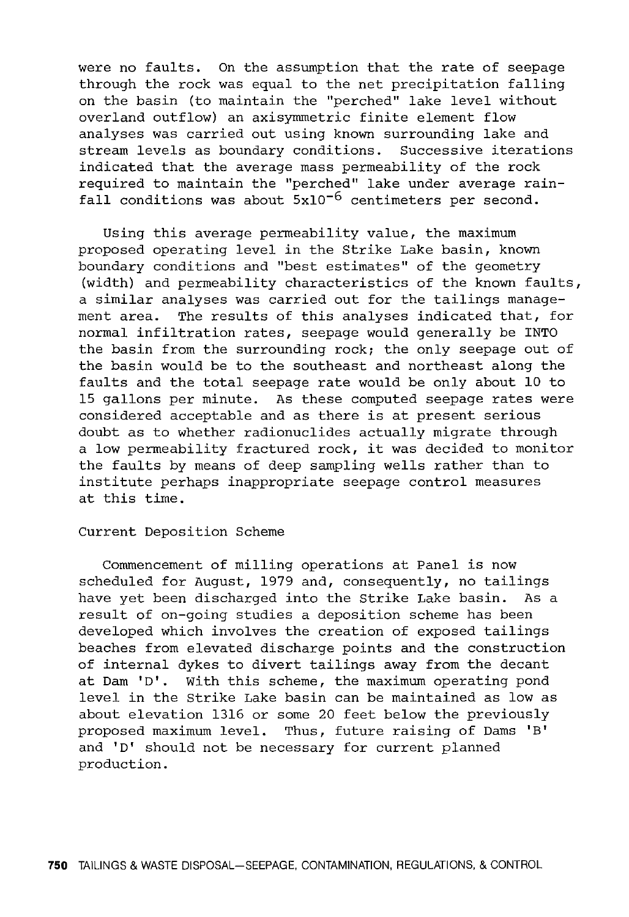were no faults. On the assumption that the rate of seepage through the rock was equal to the net precipitation falling on the basin (to maintain the "perched" lake level without overland outflow) an axisymmetric finite element flow analyses was carried out using known surrounding lake and stream levels as boundary conditions. Successive iterations indicated that the average mass permeability of the rock required to maintain the "perched" lake under average rainfall conditions was about $5 \times 10^{-6}$ centimeters per second.

Using this average permeability value, the maximum proposed operating level in the Strike Lake basin, known boundary conditions and "best estimates" of the geometry (width) and permeability characteristics of the known faults, a similar analyses was carried out for the tailings management area. The results of this analyses indicated that, for normal infiltration rates, seepage would generally be INTO the basin from the surrounding rock; the only seepage out of the basin would be to the southeast and northeast along the faults and the total seepage rate would be only about 10 to 15 gallons per minute. As these computed seepage rates were considered acceptable and as there is at present serious doubt as to whether radionuclides actually migrate through a low permeability fractured rock, it was decided to monitor the faults by means of deep sampling wells rather than to institute perhaps inappropriate seepage control measures at this time.

## Current Deposition Scheme

Commencement of milling operations at Panel is now scheduled for August, 1979 and, consequently, no tailings have yet been discharged into the Strike Lake basin. As a result of on-going studies a deposition scheme has been developed which involves the creation of exposed tailings beaches from elevated discharge points and the construction of internal dykes to divert tailings away from the decant at Dam 'D'. With this scheme, the maximum operating pond level in the Strike Lake basin can be maintained as low as about elevation 1316 or some 20 feet below the previously proposed maximum level. Thus, future raising of Dams 'B' and 'D' should not be necessary for current planned production.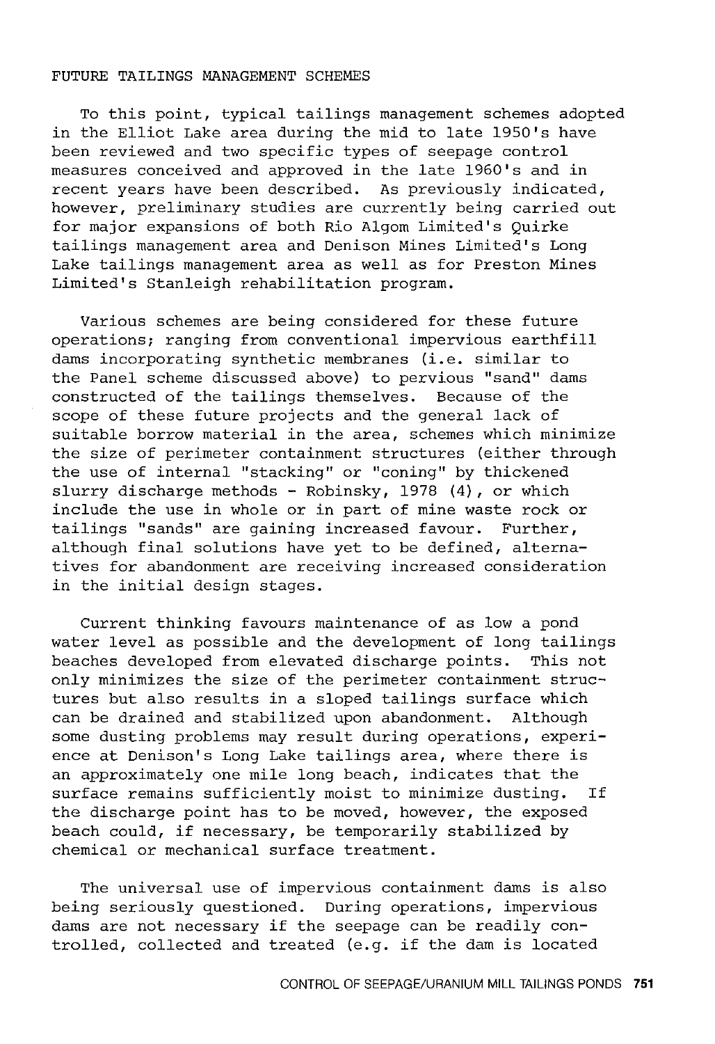## FUTURE TAILINGS MANAGEMENT SCHEMES

To this point, typical tailings management schemes adopted in the Elliot Lake area during the mid to late 1950's have been reviewed and two specific types of seepage control measures conceived and approved in the late 1960's and in recent years have been described. As previously indicated, however, preliminary studies are currently being carried out for major expansions of both Rio Algom Limited's Quirke tailings management area and Denison Mines Limited's Long Lake tailings management area as well as for Preston Mines Limited's Stanleigh rehabilitation program.

Various schemes are being considered for these future operations; ranging from conventional impervious earthfill dams incorporating synthetic membranes (i.e. similar to the Panel scheme discussed above) to pervious "sand" dams constructed of the tailings themselves. Because of the scope of these future projects and the general lack of suitable borrow material in the area, schemes which minimize the size of perimeter containment structures (either through the use of internal "stacking" or "coning" by thickened slurry discharge methods - Robinsky, 1978 (4), or which include the use in whole or in part of mine waste rock or tailings "sands" are gaining increased favour. Further, although final solutions have yet to be defined, alternatives for abandonment are receiving increased consideration in the initial design stages.

Current thinking favours maintenance of as low a pond water level as possible and the development of long tailings beaches developed from elevated discharge points. This not only minimizes the size of the perimeter containment structures but also results in a sloped tailings surface which can be drained and stabilized upon abandonment. Although some dusting problems may result during operations, experience at Denison's Long Lake tailings area, where there is an approximately one mile long beach, indicates that the surface remains sufficiently moist to minimize dusting. If the discharge point has to be moved, however, the exposed beach could, if necessary, be temporarily stabilized by chemical or mechanical surface treatment.

The universal use of impervious containment dams is also being seriously questioned. During operations, impervious dams are not necessary if the seepage can be readily controlled, collected and treated (e.g. if the dam is located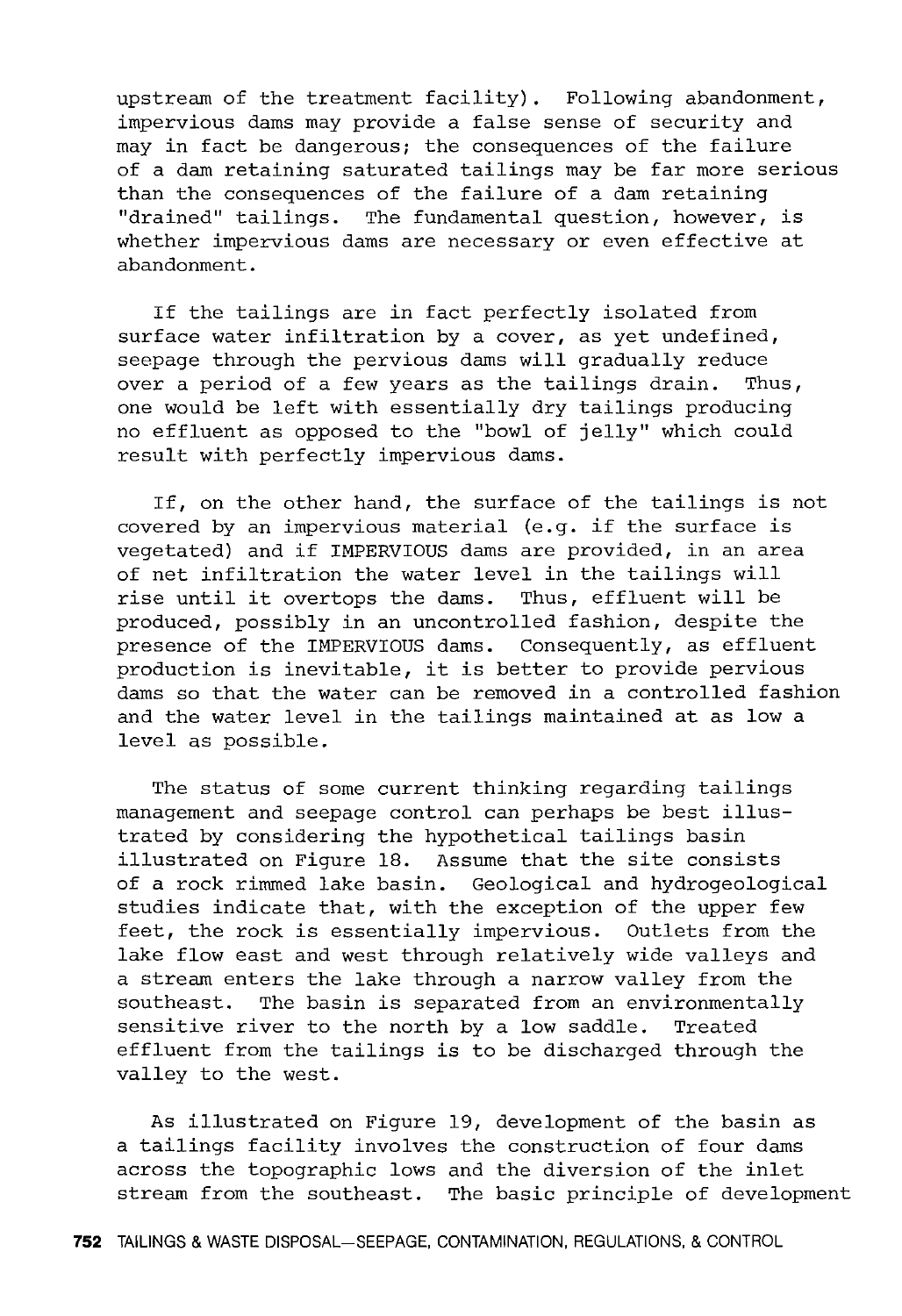upstream of the treatment facility). Following abandonment, impervious dams may provide a false sense of security and may in fact be dangerous; the consequences of the failure of a dam retaining saturated tailings may be far more serious than the consequences of the failure of a dam retaining "drained" tailings. The fundamental question, however, is whether impervious dams are necessary or even effective at abandonment.

If the tailings are in fact perfectly isolated from surface water infiltration by a cover, as yet undefined, seepage through the pervious dams will gradually reduce over a period of a few years as the tailings drain. Thus, one would be left with essentially dry tailings producing no effluent as opposed to the "bowl of jelly" which could result with perfectly impervious dams.

If, on the other hand, the surface of the tailings is not covered by an impervious material (e.g. if the surface is vegetated) and if IMPERVIOUS dams are provided, in an area of net infiltration the water level in the tailings will rise until it overtops the dams. Thus, effluent will be produced, possibly in an uncontrolled fashion, despite the presence of the IMPERVIOUS dams. Consequently, as effluent production is inevitable, it is better to provide pervious dams so that the water can be removed in a controlled fashion and the water level in the tailings maintained at as low a level as possible.

The status of some current thinking regarding tailings management and seepage control can perhaps be best illustrated by considering the hypothetical tailings basin illustrated on Figure 18. Assume that the site consists of a rock rimmed lake basin. Geological and hydrogeological studies indicate that, with the exception of the upper few feet, the rock is essentially impervious. Outlets from the lake flow east and west through relatively wide valleys and a stream enters the lake through a narrow valley from the southeast. The basin is separated from an environmentally sensitive river to the north by a low saddle. Treated effluent from the tailings is to be discharged through the valley to the west.

As illustrated on Figure 19, development of the basin as a tailings facility involves the construction of four dams across the topographic lows and the diversion of the inlet stream from the southeast. The basic principle of development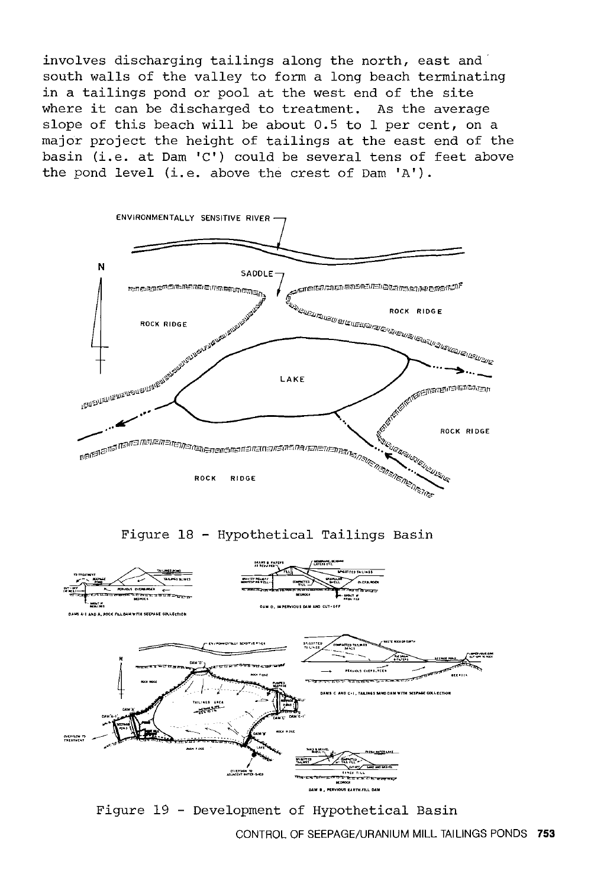involves discharging tailings along the north, east and south walls of the valley to form a long beach terminating in a tailings pond or pool at the west end of the site where it can be discharged to treatment. As the average slope of this beach will be about 0.5 to 1 per cent, on a major project the height of tailings at the east end of the basin (i.e. at Dam 'C') could be several tens of feet above the pond level (i.e. above the crest of Dam 'A').

Figure 18 - Hypothetical Tailings Basin

Figure 19 - Development of Hypothetical Basin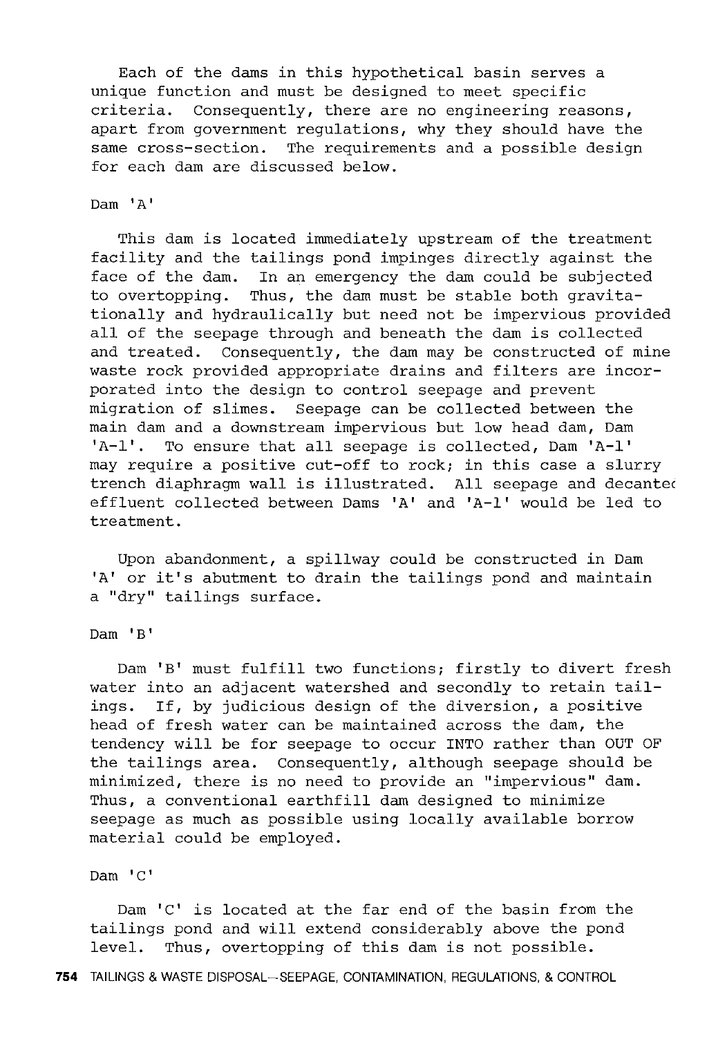Each of the dams in this hypothetical basin serves a unique function and must be designed to meet specific criteria. Consequently, there are no engineering reasons, apart from government regulations, why they should have the same cross-section. The requirements and a possible design for each dam are discussed below.

### Dam 'A'

This dam is located immediately upstream of the treatment facility and the tailings pond impinges directly against the face of the dam. In an emergency the dam could be subjected to overtopping. Thus, the dam must be stable both gravitationally and hydraulically but need not be impervious provided all of the seepage through and beneath the dam is collected and treated. Consequently, the dam may be constructed of mine waste rock provided appropriate drains and filters are incorporated into the design to control seepage and prevent migration of slimes. Seepage can be collected between the main dam and a downstream impervious but low head dam, Dam 'A-1'. To ensure that all seepage is collected, Dam 'A-1' may require a positive cut-off to rock; in this case a slurry trench diaphragm wall is illustrated. All seepage and decanted effluent collected between Dams 'A' and 'A-1' would be led to treatment.

Upon abandonment, a spillway could be constructed in Dam 'A' or it's abutment to drain the tailings pond and maintain a "dry" tailings surface.

### Dam 'B'

Dam 'B' must fulfill two functions; firstly to divert fresh water into an adjacent watershed and secondly to retain tailings. If, by judicious design of the diversion, a positive head of fresh water can be maintained across the dam, the tendency will be for seepage to occur INTO rather than OUT OF the tailings area. Consequently, although seepage should be minimized, there is no need to provide an "impervious" dam. Thus, a conventional earthfill dam designed to minimize seepage as much as possible using locally available borrow material could be employed.

### Dam 'C'

Dam 'C' is located at the far end of the basin from the tailings pond and will extend considerably above the pond level. Thus, overtopping of this dam is not possible.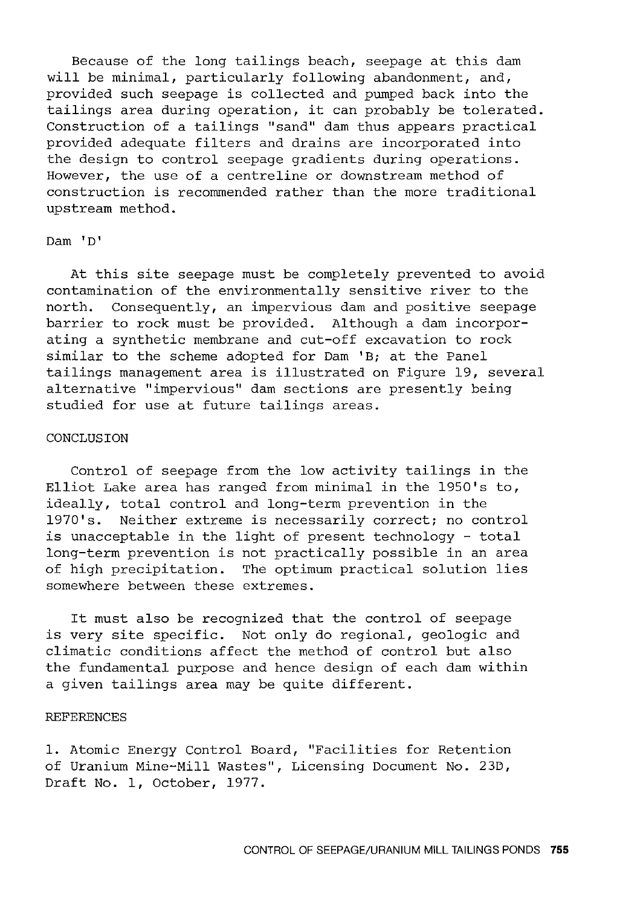Because of the long tailings beach, seepage at this dam will be minimal, particularly following abandonment, and, provided such seepage is collected and pumped back into the tailings area during operation, it can probably be tolerated. Construction of a tailings "sand" dam thus appears practical provided adequate filters and drains are incorporated into the design to control seepage gradients during operations. However, the use of a centreline or downstream method of construction is recommended rather than the more traditional upstream method.

### Dam 'D'

At this site seepage must be completely prevented to avoid contamination of the environmentally sensitive river to the north. Consequently, an impervious dam and positive seepage barrier to rock must be provided. Although a dam incorporating a synthetic membrane and cut-off excavation to rock similar to the scheme adopted for Dam 'B; at the Panel tailings management area is illustrated on Figure 19, several alternative "impervious" dam sections are presently being studied for use at future tailings areas.

## CONCLUSION

Control of seepage from the low activity tailings in the Elliot Lake area has ranged from minimal in the 1950's to, ideally, total control and long-term prevention in the 1970's. Neither extreme is necessarily correct; no control is unacceptable in the light of present technology - total long-term prevention is not practically possible in an area of high precipitation. The optimum practical solution lies somewhere between these extremes.

It must also be recognized that the control of seepage is very site specific. Not only do regional, geologic and climatic conditions affect the method of control but also the fundamental purpose and hence design of each dam within a given tailings area may be quite different.

## REFERENCES

1. Atomic Energy Control Board, "Facilities for Retention of Uranium Mine-Mill Wastes", Licensing Document No. 23D, Draft No. 1, October, 1977.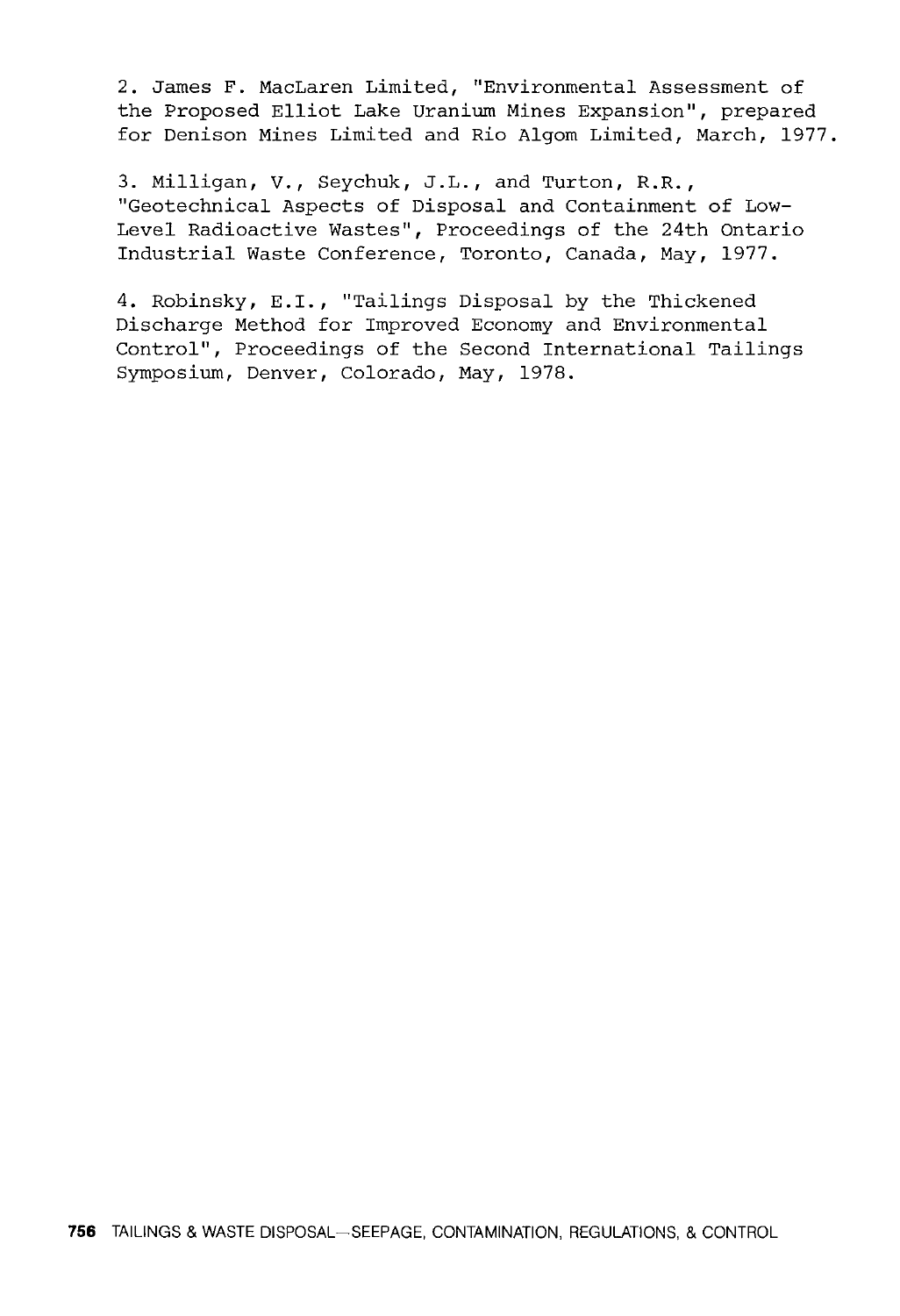2. James F. MacLaren Limited, "Environmental Assessment of the Proposed Elliot Lake Uranium Mines Expansion", prepared for Denison Mines Limited and Rio Algom Limited, March, 1977.

3. Milligan, V., Seychuk, J.L., and Turton, R.R., "Geotechnical Aspects of Disposal and Containment of Low-Level Radioactive Wastes", Proceedings of the 24th Ontario Industrial Waste Conference, Toronto, Canada, May, 1977.

4. Robinsky, E.I., "Tailings Disposal by the Thickened Discharge Method for Improved Economy and Environmental Control", Proceedings of the Second International Tailings Symposium, Denver, Colorado, May, 1978.